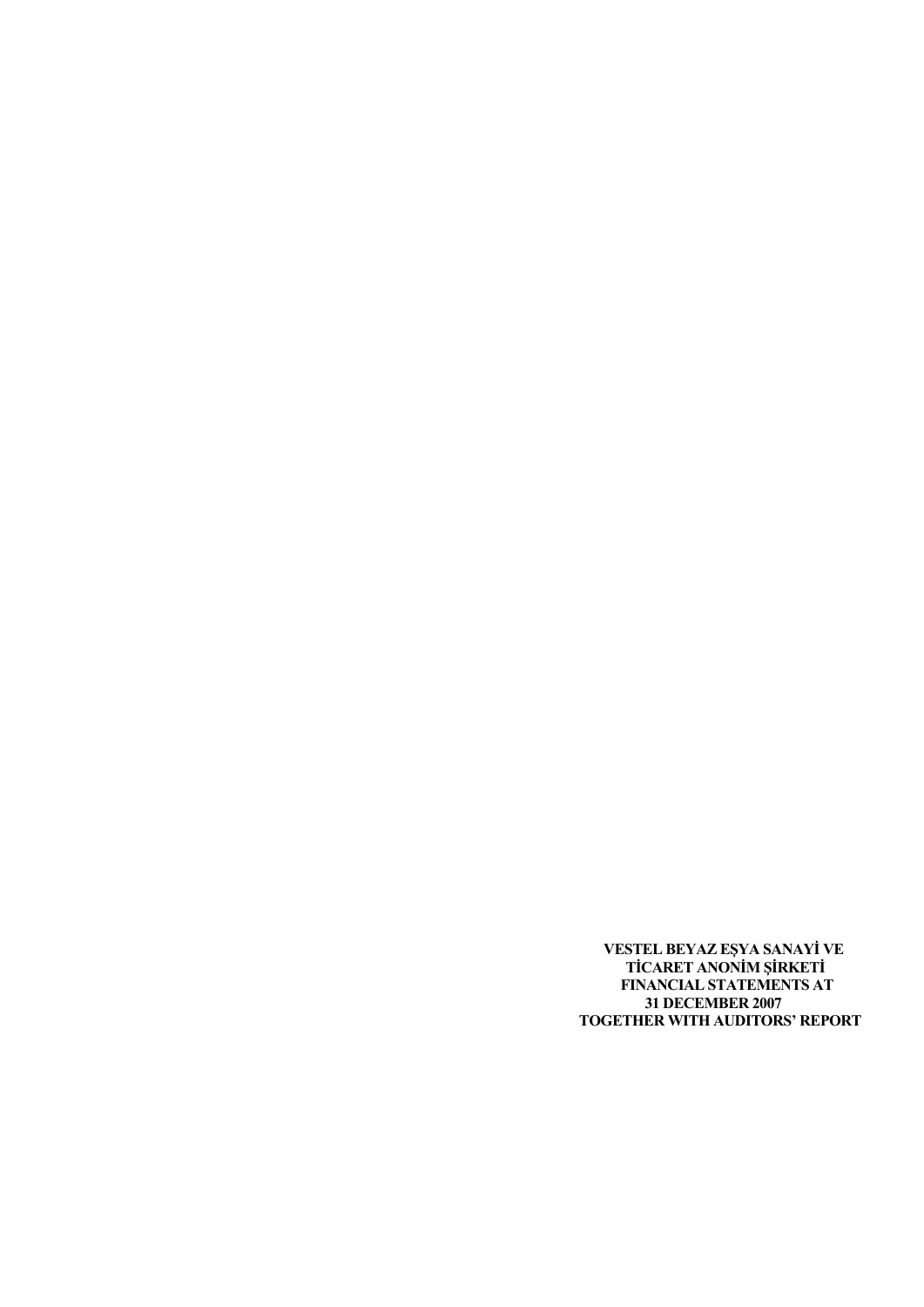**VESTEL BEYAZ EŞYA SANAYİ VE TİCARET ANONİM ŞİRKETİ FINANCIAL STATEMENTS AT 31 DECEMBER 2007 TOGETHER WITH AUDITORS' REPORT**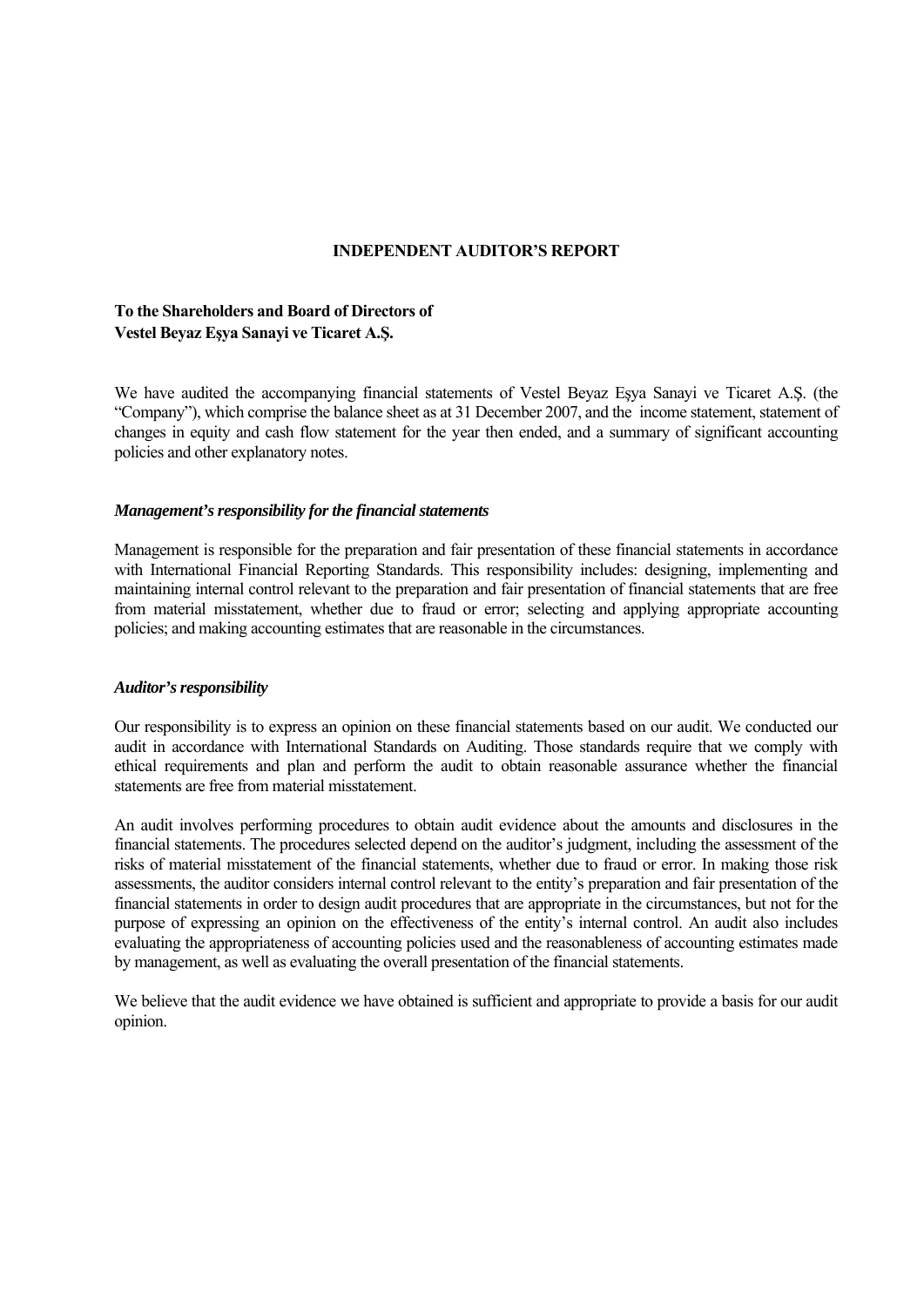# INDEPENDENT AUDITOR'S REPORT

**To the Shareholders and Board of Directors of**
**Vestel Beyaz Eşya Sanayi ve Ticaret A.Ş.**

We have audited the accompanying financial statements of Vestel Beyaz Eşya Sanayi ve Ticaret A.Ş. (the "Company"), which comprise the balance sheet as at 31 December 2007, and the income statement, statement of changes in equity and cash flow statement for the year then ended, and a summary of significant accounting policies and other explanatory notes.

***Management's responsibility for the financial statements***

Management is responsible for the preparation and fair presentation of these financial statements in accordance with International Financial Reporting Standards. This responsibility includes: designing, implementing and maintaining internal control relevant to the preparation and fair presentation of financial statements that are free from material misstatement, whether due to fraud or error; selecting and applying appropriate accounting policies; and making accounting estimates that are reasonable in the circumstances.

***Auditor's responsibility***

Our responsibility is to express an opinion on these financial statements based on our audit. We conducted our audit in accordance with International Standards on Auditing. Those standards require that we comply with ethical requirements and plan and perform the audit to obtain reasonable assurance whether the financial statements are free from material misstatement.

An audit involves performing procedures to obtain audit evidence about the amounts and disclosures in the financial statements. The procedures selected depend on the auditor's judgment, including the assessment of the risks of material misstatement of the financial statements, whether due to fraud or error. In making those risk assessments, the auditor considers internal control relevant to the entity's preparation and fair presentation of the financial statements in order to design audit procedures that are appropriate in the circumstances, but not for the purpose of expressing an opinion on the effectiveness of the entity's internal control. An audit also includes evaluating the appropriateness of accounting policies used and the reasonableness of accounting estimates made by management, as well as evaluating the overall presentation of the financial statements.

We believe that the audit evidence we have obtained is sufficient and appropriate to provide a basis for our audit opinion.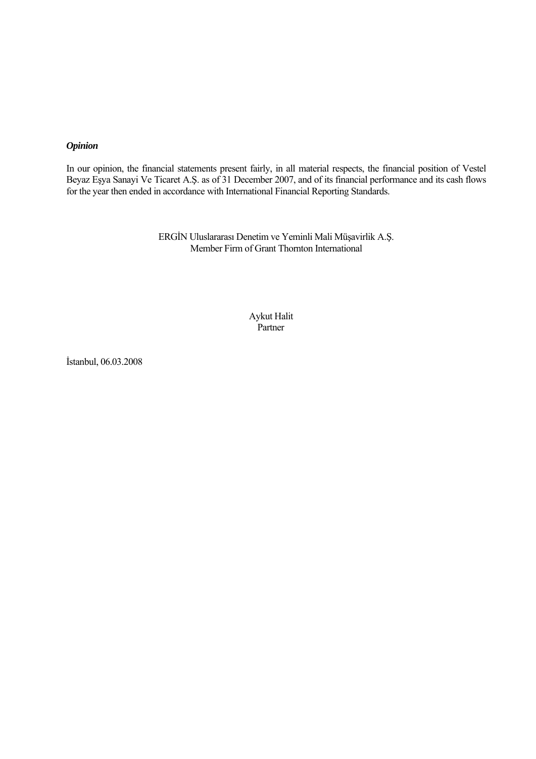***Opinion***

In our opinion, the financial statements present fairly, in all material respects, the financial position of Vestel Beyaz Eşya Sanayi Ve Ticaret A.Ş. as of 31 December 2007, and of its financial performance and its cash flows for the year then ended in accordance with International Financial Reporting Standards.

ERGİN Uluslararası Denetim ve Yeminli Mali Müşavirlik A.Ş.
Member Firm of Grant Thornton International

Aykut Halit
Partner

İstanbul, 06.03.2008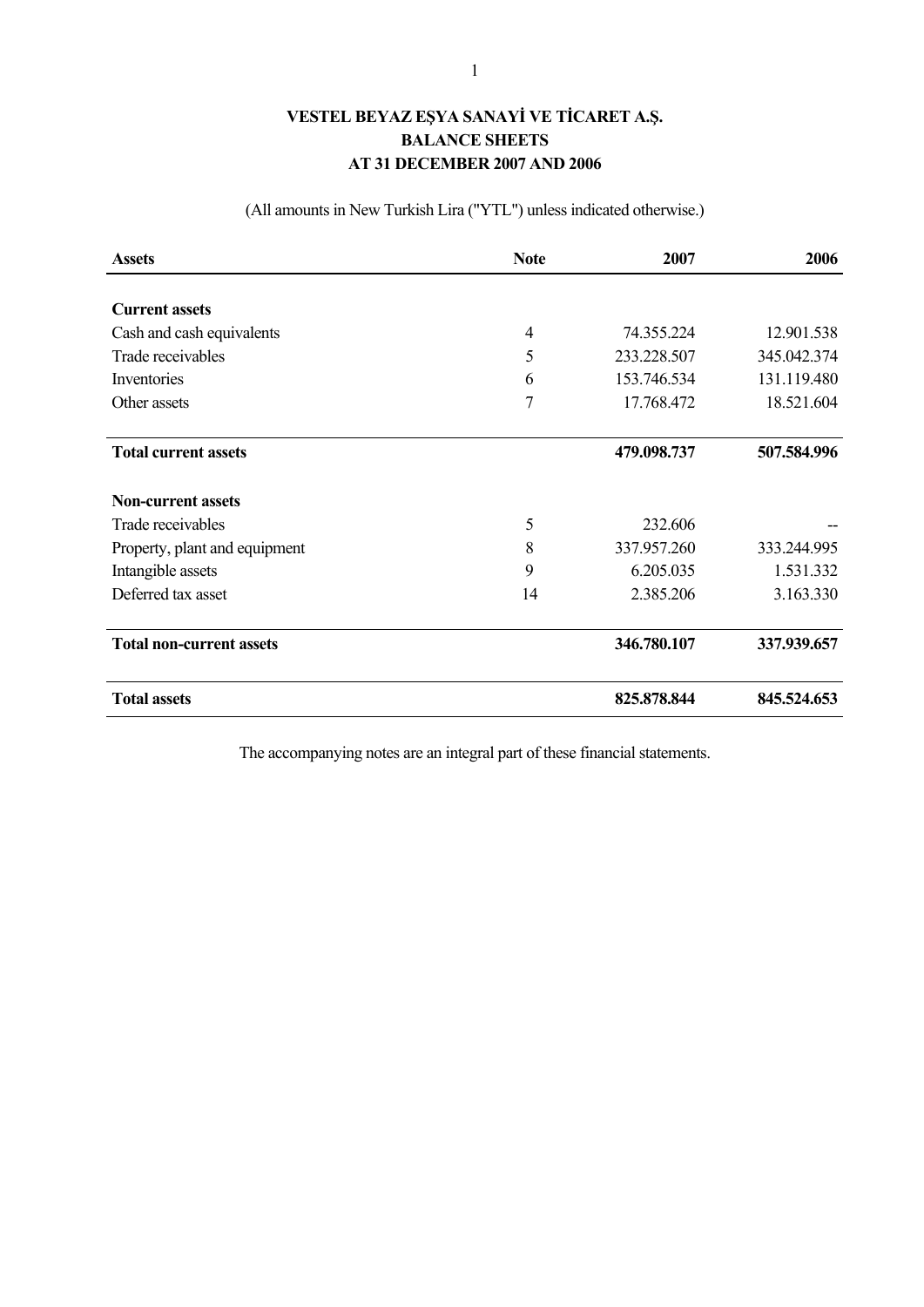# VESTEL BEYAZ EŞYA SANAYİ VE TİCARET A.Ş.
## BALANCE SHEETS
## AT 31 DECEMBER 2007 AND 2006

(All amounts in New Turkish Lira ("YTL") unless indicated otherwise.)

| Assets | Note | 2007 | 2006 |
|---|---|---|---|
| **Current assets** | | | |
| Cash and cash equivalents | 4 | 74.355.224 | 12.901.538 |
| Trade receivables | 5 | 233.228.507 | 345.042.374 |
| Inventories | 6 | 153.746.534 | 131.119.480 |
| Other assets | 7 | 17.768.472 | 18.521.604 |
| **Total current assets** | | **479.098.737** | **507.584.996** |
| **Non-current assets** | | | |
| Trade receivables | 5 | 232.606 | -- |
| Property, plant and equipment | 8 | 337.957.260 | 333.244.995 |
| Intangible assets | 9 | 6.205.035 | 1.531.332 |
| Deferred tax asset | 14 | 2.385.206 | 3.163.330 |
| **Total non-current assets** | | **346.780.107** | **337.939.657** |
| **Total assets** | | **825.878.844** | **845.524.653** |

The accompanying notes are an integral part of these financial statements.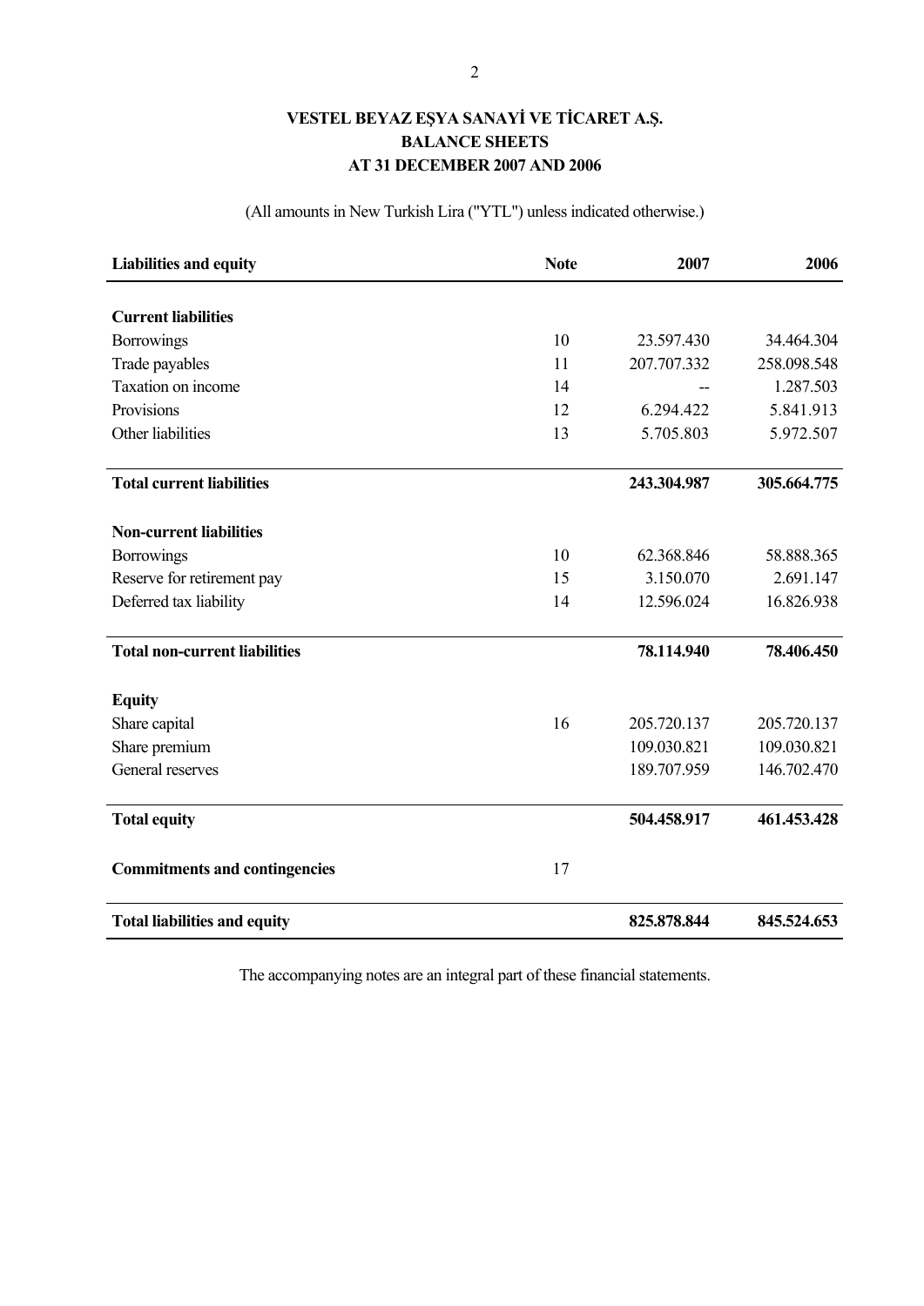# VESTEL BEYAZ EŞYA SANAYİ VE TİCARET A.Ş.
## BALANCE SHEETS
## AT 31 DECEMBER 2007 AND 2006

(All amounts in New Turkish Lira ("YTL") unless indicated otherwise.)

| **Liabilities and equity** | **Note** | **2007** | **2006** |
|---|---|---|---|
| **Current liabilities** | | | |
| Borrowings | 10 | 23.597.430 | 34.464.304 |
| Trade payables | 11 | 207.707.332 | 258.098.548 |
| Taxation on income | 14 | -- | 1.287.503 |
| Provisions | 12 | 6.294.422 | 5.841.913 |
| Other liabilities | 13 | 5.705.803 | 5.972.507 |
| **Total current liabilities** | | **243.304.987** | **305.664.775** |
| **Non-current liabilities** | | | |
| Borrowings | 10 | 62.368.846 | 58.888.365 |
| Reserve for retirement pay | 15 | 3.150.070 | 2.691.147 |
| Deferred tax liability | 14 | 12.596.024 | 16.826.938 |
| **Total non-current liabilities** | | **78.114.940** | **78.406.450** |
| **Equity** | | | |
| Share capital | 16 | 205.720.137 | 205.720.137 |
| Share premium | | 109.030.821 | 109.030.821 |
| General reserves | | 189.707.959 | 146.702.470 |
| **Total equity** | | **504.458.917** | **461.453.428** |
| **Commitments and contingencies** | 17 | | |
| **Total liabilities and equity** | | **825.878.844** | **845.524.653** |

The accompanying notes are an integral part of these financial statements.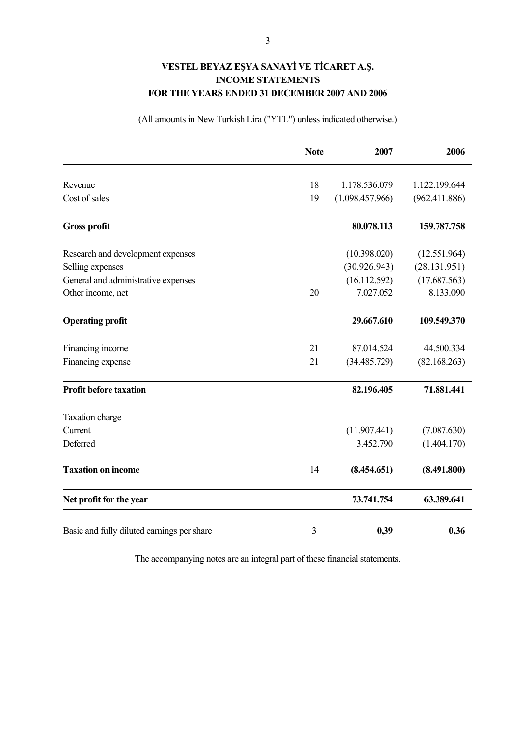# VESTEL BEYAZ EŞYA SANAYİ VE TİCARET A.Ş.
## INCOME STATEMENTS
## FOR THE YEARS ENDED 31 DECEMBER 2007 AND 2006

(All amounts in New Turkish Lira ("YTL") unless indicated otherwise.)

| | Note | 2007 | 2006 |
|---|---|---|---|
| Revenue | 18 | 1.178.536.079 | 1.122.199.644 |
| Cost of sales | 19 | (1.098.457.966) | (962.411.886) |
| **Gross profit** | | **80.078.113** | **159.787.758** |
| Research and development expenses | | (10.398.020) | (12.551.964) |
| Selling expenses | | (30.926.943) | (28.131.951) |
| General and administrative expenses | | (16.112.592) | (17.687.563) |
| Other income, net | 20 | 7.027.052 | 8.133.090 |
| **Operating profit** | | **29.667.610** | **109.549.370** |
| Financing income | 21 | 87.014.524 | 44.500.334 |
| Financing expense | 21 | (34.485.729) | (82.168.263) |
| **Profit before taxation** | | **82.196.405** | **71.881.441** |
| Taxation charge | | | |
| Current | | (11.907.441) | (7.087.630) |
| Deferred | | 3.452.790 | (1.404.170) |
| **Taxation on income** | 14 | **(8.454.651)** | **(8.491.800)** |
| **Net profit for the year** | | **73.741.754** | **63.389.641** |
| Basic and fully diluted earnings per share | 3 | **0,39** | **0,36** |

The accompanying notes are an integral part of these financial statements.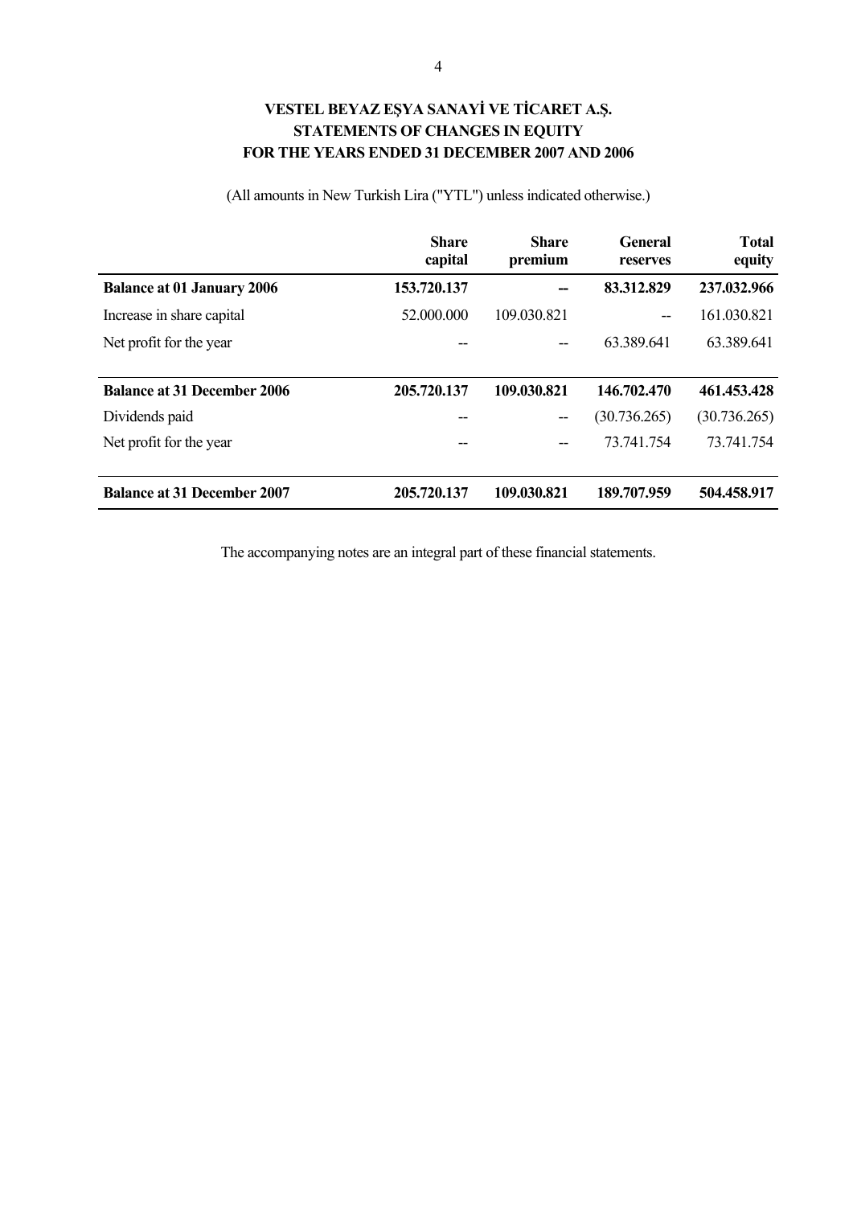# VESTEL BEYAZ EŞYA SANAYİ VE TİCARET A.Ş.
## STATEMENTS OF CHANGES IN EQUITY
## FOR THE YEARS ENDED 31 DECEMBER 2007 AND 2006

(All amounts in New Turkish Lira ("YTL") unless indicated otherwise.)

| | Share capital | Share premium | General reserves | Total equity |
|---|---|---|---|---|
| **Balance at 01 January 2006** | **153.720.137** | **--** | **83.312.829** | **237.032.966** |
| Increase in share capital | 52.000.000 | 109.030.821 | -- | 161.030.821 |
| Net profit for the year | -- | -- | 63.389.641 | 63.389.641 |
| **Balance at 31 December 2006** | **205.720.137** | **109.030.821** | **146.702.470** | **461.453.428** |
| Dividends paid | -- | -- | (30.736.265) | (30.736.265) |
| Net profit for the year | -- | -- | 73.741.754 | 73.741.754 |
| **Balance at 31 December 2007** | **205.720.137** | **109.030.821** | **189.707.959** | **504.458.917** |

The accompanying notes are an integral part of these financial statements.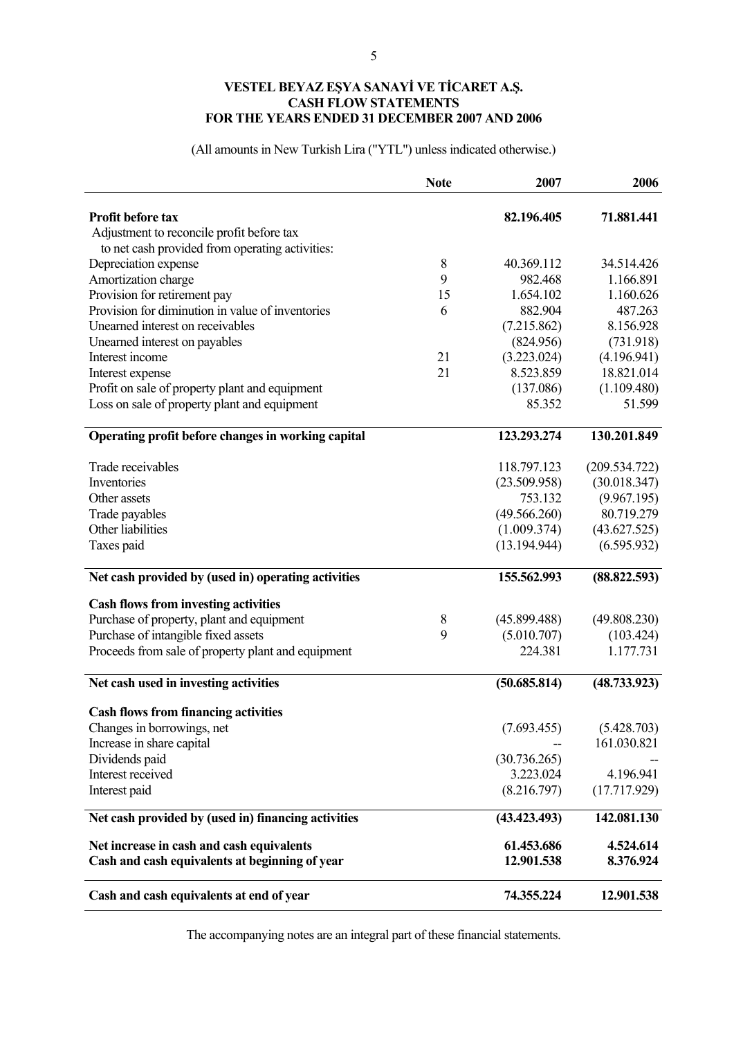# VESTEL BEYAZ EŞYA SANAYİ VE TİCARET A.Ş.
## CASH FLOW STATEMENTS
## FOR THE YEARS ENDED 31 DECEMBER 2007 AND 2006

(All amounts in New Turkish Lira ("YTL") unless indicated otherwise.)

| | Note | 2007 | 2006 |
|---|---|---|---|
| **Profit before tax** | | **82.196.405** | **71.881.441** |
| Adjustment to reconcile profit before tax to net cash provided from operating activities: | | | |
| Depreciation expense | 8 | 40.369.112 | 34.514.426 |
| Amortization charge | 9 | 982.468 | 1.166.891 |
| Provision for retirement pay | 15 | 1.654.102 | 1.160.626 |
| Provision for diminution in value of inventories | 6 | 882.904 | 487.263 |
| Unearned interest on receivables | | (7.215.862) | 8.156.928 |
| Unearned interest on payables | | (824.956) | (731.918) |
| Interest income | 21 | (3.223.024) | (4.196.941) |
| Interest expense | 21 | 8.523.859 | 18.821.014 |
| Profit on sale of property plant and equipment | | (137.086) | (1.109.480) |
| Loss on sale of property plant and equipment | | 85.352 | 51.599 |
| **Operating profit before changes in working capital** | | **123.293.274** | **130.201.849** |
| Trade receivables | | 118.797.123 | (209.534.722) |
| Inventories | | (23.509.958) | (30.018.347) |
| Other assets | | 753.132 | (9.967.195) |
| Trade payables | | (49.566.260) | 80.719.279 |
| Other liabilities | | (1.009.374) | (43.627.525) |
| Taxes paid | | (13.194.944) | (6.595.932) |
| **Net cash provided by (used in) operating activities** | | **155.562.993** | **(88.822.593)** |
| **Cash flows from investing activities** | | | |
| Purchase of property, plant and equipment | 8 | (45.899.488) | (49.808.230) |
| Purchase of intangible fixed assets | 9 | (5.010.707) | (103.424) |
| Proceeds from sale of property plant and equipment | | 224.381 | 1.177.731 |
| **Net cash used in investing activities** | | **(50.685.814)** | **(48.733.923)** |
| **Cash flows from financing activities** | | | |
| Changes in borrowings, net | | (7.693.455) | (5.428.703) |
| Increase in share capital | | -- | 161.030.821 |
| Dividends paid | | (30.736.265) | -- |
| Interest received | | 3.223.024 | 4.196.941 |
| Interest paid | | (8.216.797) | (17.717.929) |
| **Net cash provided by (used in) financing activities** | | **(43.423.493)** | **142.081.130** |
| **Net increase in cash and cash equivalents** | | **61.453.686** | **4.524.614** |
| **Cash and cash equivalents at beginning of year** | | **12.901.538** | **8.376.924** |
| **Cash and cash equivalents at end of year** | | **74.355.224** | **12.901.538** |

The accompanying notes are an integral part of these financial statements.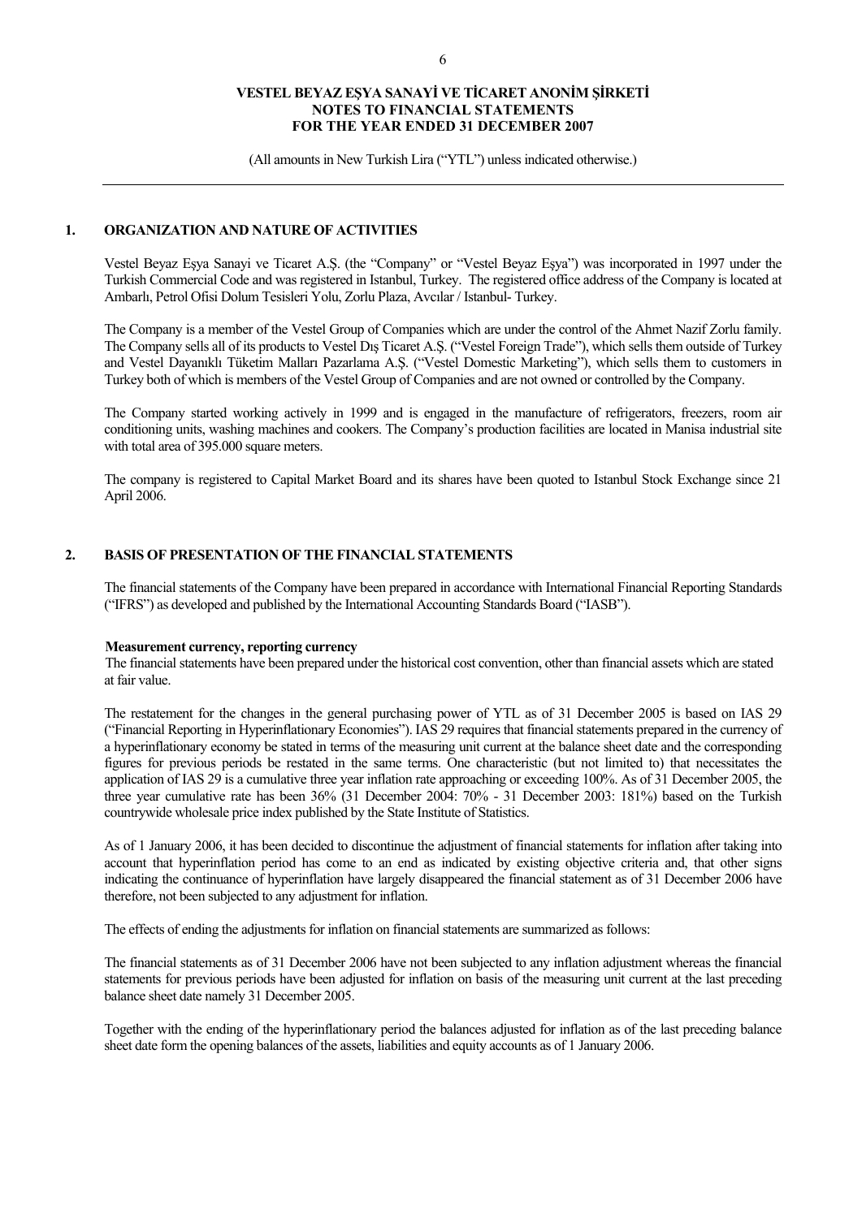## 1. ORGANIZATION AND NATURE OF ACTIVITIES

Vestel Beyaz Eşya Sanayi ve Ticaret A.Ş. (the "Company" or "Vestel Beyaz Eşya") was incorporated in 1997 under the Turkish Commercial Code and was registered in Istanbul, Turkey. The registered office address of the Company is located at Ambarlı, Petrol Ofisi Dolum Tesisleri Yolu, Zorlu Plaza, Avcılar / Istanbul- Turkey.

The Company is a member of the Vestel Group of Companies which are under the control of the Ahmet Nazif Zorlu family. The Company sells all of its products to Vestel Dış Ticaret A.Ş. ("Vestel Foreign Trade"), which sells them outside of Turkey and Vestel Dayanıklı Tüketim Malları Pazarlama A.Ş. ("Vestel Domestic Marketing"), which sells them to customers in Turkey both of which is members of the Vestel Group of Companies and are not owned or controlled by the Company.

The Company started working actively in 1999 and is engaged in the manufacture of refrigerators, freezers, room air conditioning units, washing machines and cookers. The Company's production facilities are located in Manisa industrial site with total area of 395.000 square meters.

The company is registered to Capital Market Board and its shares have been quoted to Istanbul Stock Exchange since 21 April 2006.

## 2. BASIS OF PRESENTATION OF THE FINANCIAL STATEMENTS

The financial statements of the Company have been prepared in accordance with International Financial Reporting Standards ("IFRS") as developed and published by the International Accounting Standards Board ("IASB").

**Measurement currency, reporting currency**

The financial statements have been prepared under the historical cost convention, other than financial assets which are stated at fair value.

The restatement for the changes in the general purchasing power of YTL as of 31 December 2005 is based on IAS 29 ("Financial Reporting in Hyperinflationary Economies"). IAS 29 requires that financial statements prepared in the currency of a hyperinflationary economy be stated in terms of the measuring unit current at the balance sheet date and the corresponding figures for previous periods be restated in the same terms. One characteristic (but not limited to) that necessitates the application of IAS 29 is a cumulative three year inflation rate approaching or exceeding 100%. As of 31 December 2005, the three year cumulative rate has been 36% (31 December 2004: 70% - 31 December 2003: 181%) based on the Turkish countrywide wholesale price index published by the State Institute of Statistics.

As of 1 January 2006, it has been decided to discontinue the adjustment of financial statements for inflation after taking into account that hyperinflation period has come to an end as indicated by existing objective criteria and, that other signs indicating the continuance of hyperinflation have largely disappeared the financial statement as of 31 December 2006 have therefore, not been subjected to any adjustment for inflation.

The effects of ending the adjustments for inflation on financial statements are summarized as follows:

The financial statements as of 31 December 2006 have not been subjected to any inflation adjustment whereas the financial statements for previous periods have been adjusted for inflation on basis of the measuring unit current at the last preceding balance sheet date namely 31 December 2005.

Together with the ending of the hyperinflationary period the balances adjusted for inflation as of the last preceding balance sheet date form the opening balances of the assets, liabilities and equity accounts as of 1 January 2006.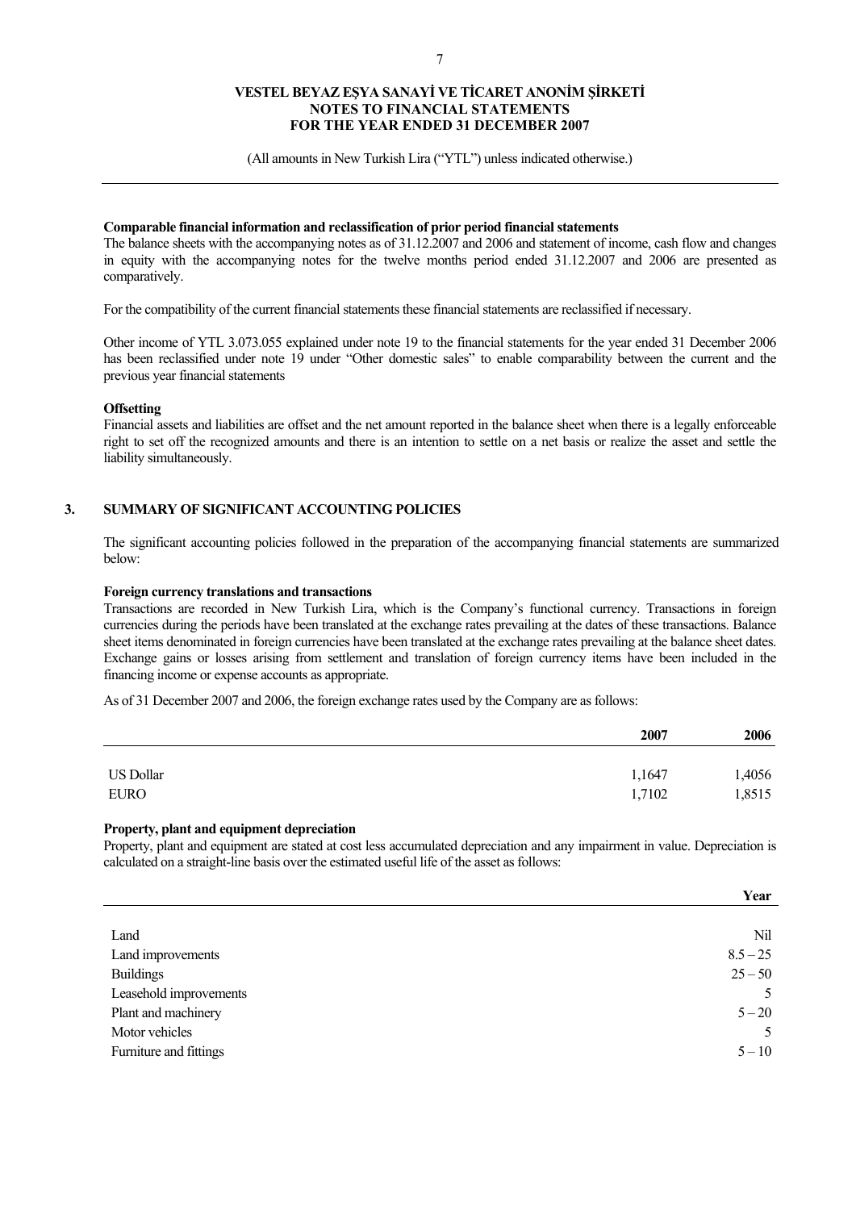**Comparable financial information and reclassification of prior period financial statements**

The balance sheets with the accompanying notes as of 31.12.2007 and 2006 and statement of income, cash flow and changes in equity with the accompanying notes for the twelve months period ended 31.12.2007 and 2006 are presented as comparatively.

For the compatibility of the current financial statements these financial statements are reclassified if necessary.

Other income of YTL 3.073.055 explained under note 19 to the financial statements for the year ended 31 December 2006 has been reclassified under note 19 under "Other domestic sales" to enable comparability between the current and the previous year financial statements

**Offsetting**

Financial assets and liabilities are offset and the net amount reported in the balance sheet when there is a legally enforceable right to set off the recognized amounts and there is an intention to settle on a net basis or realize the asset and settle the liability simultaneously.

## 3. SUMMARY OF SIGNIFICANT ACCOUNTING POLICIES

The significant accounting policies followed in the preparation of the accompanying financial statements are summarized below:

**Foreign currency translations and transactions**

Transactions are recorded in New Turkish Lira, which is the Company's functional currency. Transactions in foreign currencies during the periods have been translated at the exchange rates prevailing at the dates of these transactions. Balance sheet items denominated in foreign currencies have been translated at the exchange rates prevailing at the balance sheet dates. Exchange gains or losses arising from settlement and translation of foreign currency items have been included in the financing income or expense accounts as appropriate.

As of 31 December 2007 and 2006, the foreign exchange rates used by the Company are as follows:

| | 2007 | 2006 |
|---|---|---|
| US Dollar | 1,1647 | 1,4056 |
| EURO | 1,7102 | 1,8515 |

**Property, plant and equipment depreciation**

Property, plant and equipment are stated at cost less accumulated depreciation and any impairment in value. Depreciation is calculated on a straight-line basis over the estimated useful life of the asset as follows:

| | Year |
|---|---|
| Land | Nil |
| Land improvements | 8.5 – 25 |
| Buildings | 25 – 50 |
| Leasehold improvements | 5 |
| Plant and machinery | 5 – 20 |
| Motor vehicles | 5 |
| Furniture and fittings | 5 – 10 |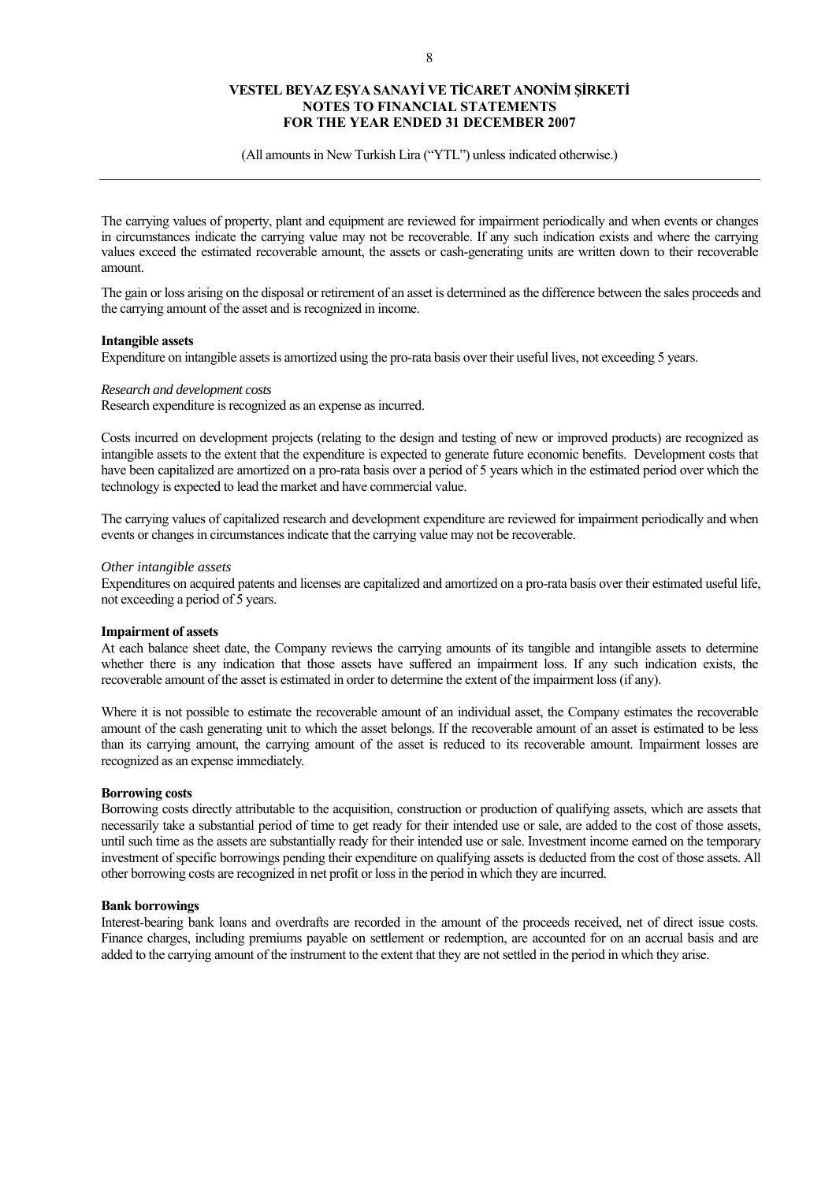The carrying values of property, plant and equipment are reviewed for impairment periodically and when events or changes in circumstances indicate the carrying value may not be recoverable. If any such indication exists and where the carrying values exceed the estimated recoverable amount, the assets or cash-generating units are written down to their recoverable amount.

The gain or loss arising on the disposal or retirement of an asset is determined as the difference between the sales proceeds and the carrying amount of the asset and is recognized in income.

**Intangible assets**

Expenditure on intangible assets is amortized using the pro-rata basis over their useful lives, not exceeding 5 years.

*Research and development costs*

Research expenditure is recognized as an expense as incurred.

Costs incurred on development projects (relating to the design and testing of new or improved products) are recognized as intangible assets to the extent that the expenditure is expected to generate future economic benefits. Development costs that have been capitalized are amortized on a pro-rata basis over a period of 5 years which in the estimated period over which the technology is expected to lead the market and have commercial value.

The carrying values of capitalized research and development expenditure are reviewed for impairment periodically and when events or changes in circumstances indicate that the carrying value may not be recoverable.

*Other intangible assets*

Expenditures on acquired patents and licenses are capitalized and amortized on a pro-rata basis over their estimated useful life, not exceeding a period of 5 years.

**Impairment of assets**

At each balance sheet date, the Company reviews the carrying amounts of its tangible and intangible assets to determine whether there is any indication that those assets have suffered an impairment loss. If any such indication exists, the recoverable amount of the asset is estimated in order to determine the extent of the impairment loss (if any).

Where it is not possible to estimate the recoverable amount of an individual asset, the Company estimates the recoverable amount of the cash generating unit to which the asset belongs. If the recoverable amount of an asset is estimated to be less than its carrying amount, the carrying amount of the asset is reduced to its recoverable amount. Impairment losses are recognized as an expense immediately.

**Borrowing costs**

Borrowing costs directly attributable to the acquisition, construction or production of qualifying assets, which are assets that necessarily take a substantial period of time to get ready for their intended use or sale, are added to the cost of those assets, until such time as the assets are substantially ready for their intended use or sale. Investment income earned on the temporary investment of specific borrowings pending their expenditure on qualifying assets is deducted from the cost of those assets. All other borrowing costs are recognized in net profit or loss in the period in which they are incurred.

**Bank borrowings**

Interest-bearing bank loans and overdrafts are recorded in the amount of the proceeds received, net of direct issue costs. Finance charges, including premiums payable on settlement or redemption, are accounted for on an accrual basis and are added to the carrying amount of the instrument to the extent that they are not settled in the period in which they arise.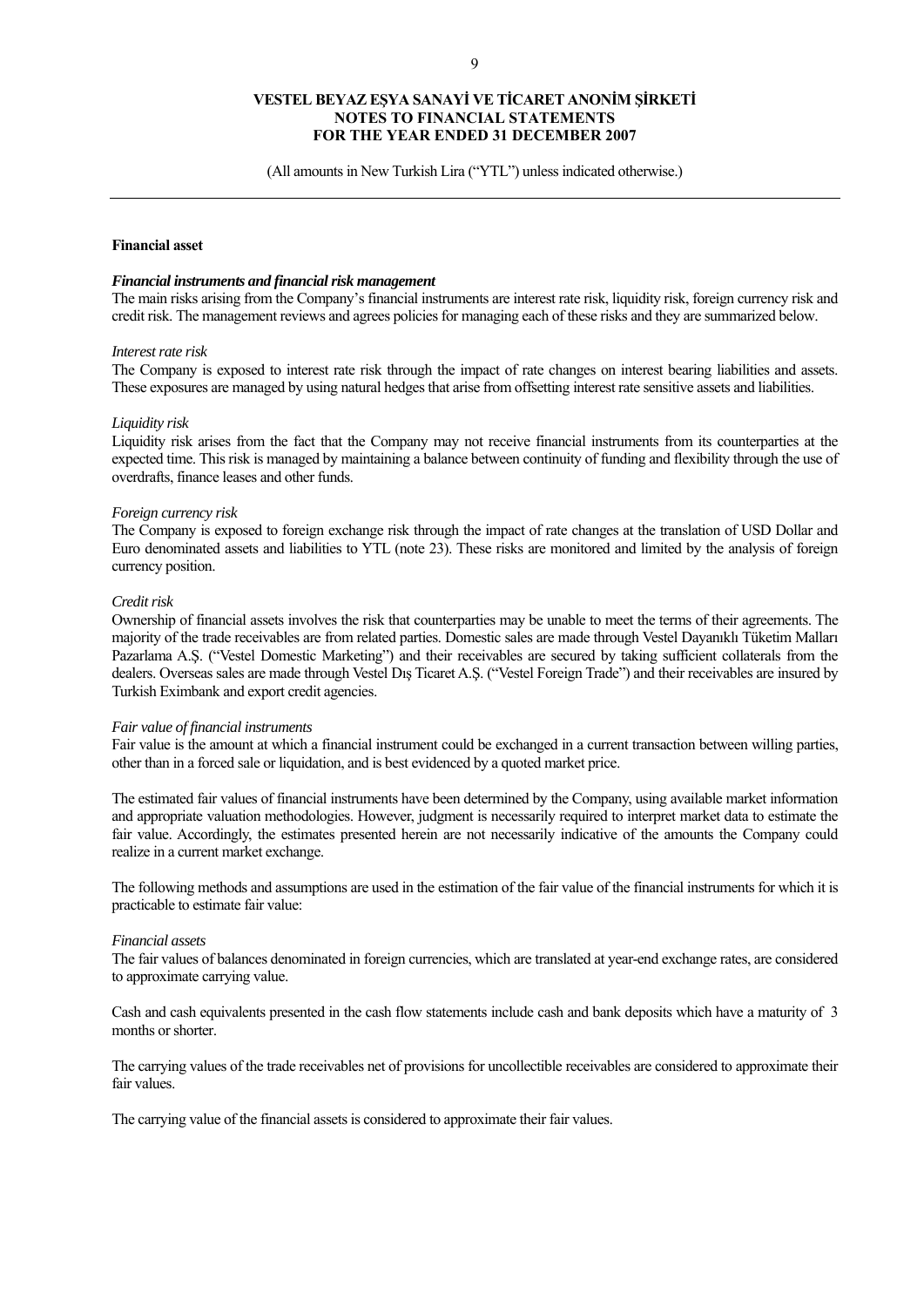**Financial asset**

***Financial instruments and financial risk management***

The main risks arising from the Company's financial instruments are interest rate risk, liquidity risk, foreign currency risk and credit risk. The management reviews and agrees policies for managing each of these risks and they are summarized below.

*Interest rate risk*

The Company is exposed to interest rate risk through the impact of rate changes on interest bearing liabilities and assets. These exposures are managed by using natural hedges that arise from offsetting interest rate sensitive assets and liabilities.

*Liquidity risk*

Liquidity risk arises from the fact that the Company may not receive financial instruments from its counterparties at the expected time. This risk is managed by maintaining a balance between continuity of funding and flexibility through the use of overdrafts, finance leases and other funds.

*Foreign currency risk*

The Company is exposed to foreign exchange risk through the impact of rate changes at the translation of USD Dollar and Euro denominated assets and liabilities to YTL (note 23). These risks are monitored and limited by the analysis of foreign currency position.

*Credit risk*

Ownership of financial assets involves the risk that counterparties may be unable to meet the terms of their agreements. The majority of the trade receivables are from related parties. Domestic sales are made through Vestel Dayanıklı Tüketim Malları Pazarlama A.Ş. ("Vestel Domestic Marketing") and their receivables are secured by taking sufficient collaterals from the dealers. Overseas sales are made through Vestel Dış Ticaret A.Ş. ("Vestel Foreign Trade") and their receivables are insured by Turkish Eximbank and export credit agencies.

*Fair value of financial instruments*

Fair value is the amount at which a financial instrument could be exchanged in a current transaction between willing parties, other than in a forced sale or liquidation, and is best evidenced by a quoted market price.

The estimated fair values of financial instruments have been determined by the Company, using available market information and appropriate valuation methodologies. However, judgment is necessarily required to interpret market data to estimate the fair value. Accordingly, the estimates presented herein are not necessarily indicative of the amounts the Company could realize in a current market exchange.

The following methods and assumptions are used in the estimation of the fair value of the financial instruments for which it is practicable to estimate fair value:

*Financial assets*

The fair values of balances denominated in foreign currencies, which are translated at year-end exchange rates, are considered to approximate carrying value.

Cash and cash equivalents presented in the cash flow statements include cash and bank deposits which have a maturity of 3 months or shorter.

The carrying values of the trade receivables net of provisions for uncollectible receivables are considered to approximate their fair values.

The carrying value of the financial assets is considered to approximate their fair values.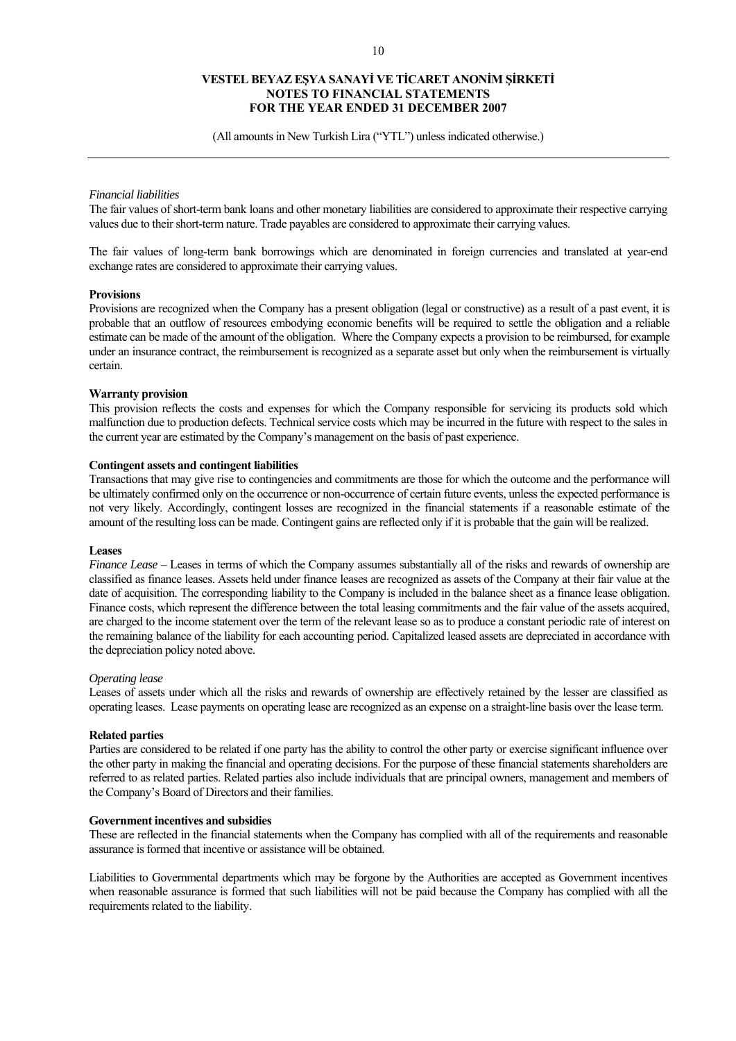*Financial liabilities*

The fair values of short-term bank loans and other monetary liabilities are considered to approximate their respective carrying values due to their short-term nature. Trade payables are considered to approximate their carrying values.

The fair values of long-term bank borrowings which are denominated in foreign currencies and translated at year-end exchange rates are considered to approximate their carrying values.

**Provisions**

Provisions are recognized when the Company has a present obligation (legal or constructive) as a result of a past event, it is probable that an outflow of resources embodying economic benefits will be required to settle the obligation and a reliable estimate can be made of the amount of the obligation. Where the Company expects a provision to be reimbursed, for example under an insurance contract, the reimbursement is recognized as a separate asset but only when the reimbursement is virtually certain.

**Warranty provision**

This provision reflects the costs and expenses for which the Company responsible for servicing its products sold which malfunction due to production defects. Technical service costs which may be incurred in the future with respect to the sales in the current year are estimated by the Company's management on the basis of past experience.

**Contingent assets and contingent liabilities**

Transactions that may give rise to contingencies and commitments are those for which the outcome and the performance will be ultimately confirmed only on the occurrence or non-occurrence of certain future events, unless the expected performance is not very likely. Accordingly, contingent losses are recognized in the financial statements if a reasonable estimate of the amount of the resulting loss can be made. Contingent gains are reflected only if it is probable that the gain will be realized.

**Leases**

*Finance Lease* – Leases in terms of which the Company assumes substantially all of the risks and rewards of ownership are classified as finance leases. Assets held under finance leases are recognized as assets of the Company at their fair value at the date of acquisition. The corresponding liability to the Company is included in the balance sheet as a finance lease obligation. Finance costs, which represent the difference between the total leasing commitments and the fair value of the assets acquired, are charged to the income statement over the term of the relevant lease so as to produce a constant periodic rate of interest on the remaining balance of the liability for each accounting period. Capitalized leased assets are depreciated in accordance with the depreciation policy noted above.

*Operating lease*

Leases of assets under which all the risks and rewards of ownership are effectively retained by the lesser are classified as operating leases. Lease payments on operating lease are recognized as an expense on a straight-line basis over the lease term.

**Related parties**

Parties are considered to be related if one party has the ability to control the other party or exercise significant influence over the other party in making the financial and operating decisions. For the purpose of these financial statements shareholders are referred to as related parties. Related parties also include individuals that are principal owners, management and members of the Company's Board of Directors and their families.

**Government incentives and subsidies**

These are reflected in the financial statements when the Company has complied with all of the requirements and reasonable assurance is formed that incentive or assistance will be obtained.

Liabilities to Governmental departments which may be forgone by the Authorities are accepted as Government incentives when reasonable assurance is formed that such liabilities will not be paid because the Company has complied with all the requirements related to the liability.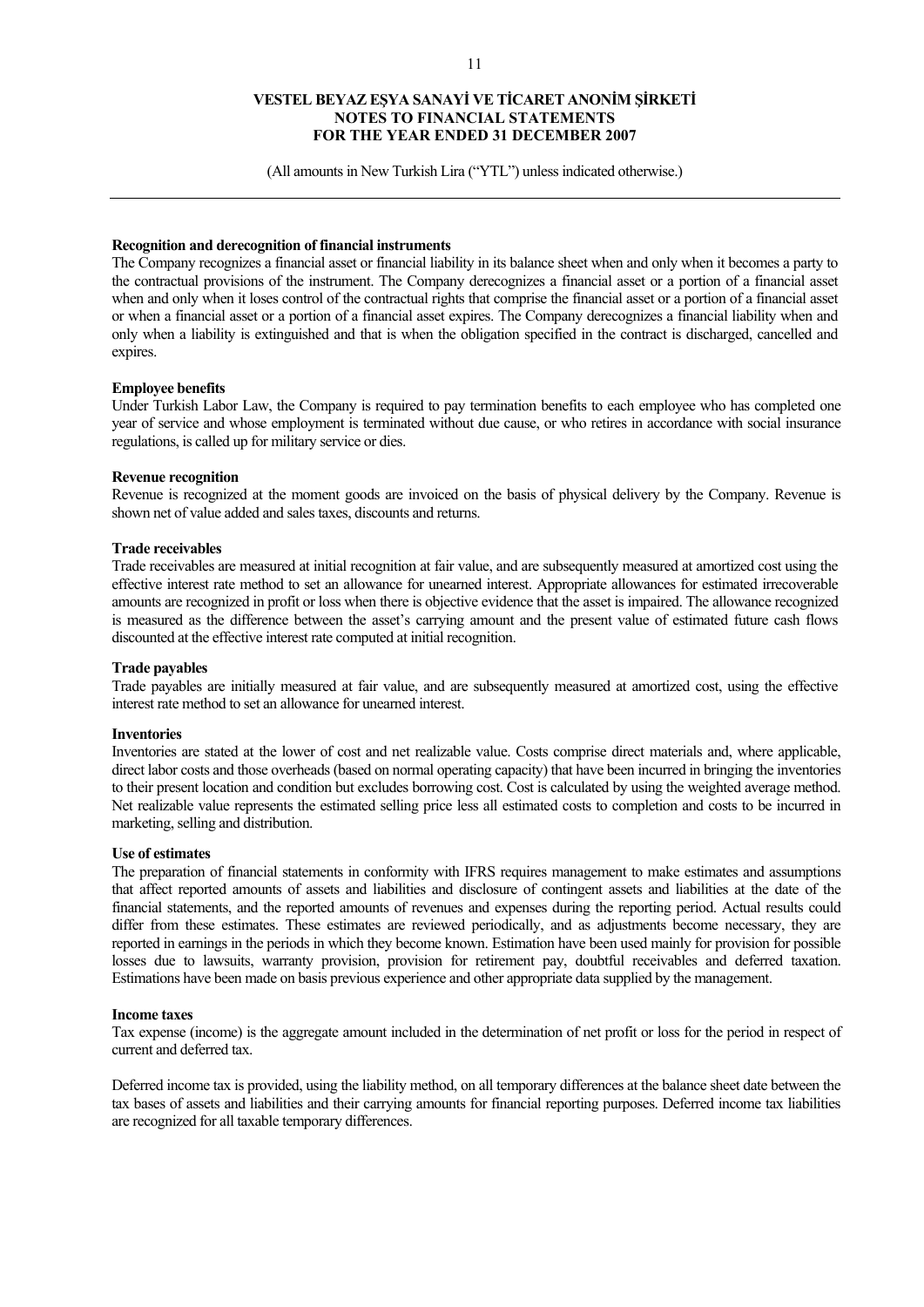**Recognition and derecognition of financial instruments**

The Company recognizes a financial asset or financial liability in its balance sheet when and only when it becomes a party to the contractual provisions of the instrument. The Company derecognizes a financial asset or a portion of a financial asset when and only when it loses control of the contractual rights that comprise the financial asset or a portion of a financial asset or when a financial asset or a portion of a financial asset expires. The Company derecognizes a financial liability when and only when a liability is extinguished and that is when the obligation specified in the contract is discharged, cancelled and expires.

**Employee benefits**

Under Turkish Labor Law, the Company is required to pay termination benefits to each employee who has completed one year of service and whose employment is terminated without due cause, or who retires in accordance with social insurance regulations, is called up for military service or dies.

**Revenue recognition**

Revenue is recognized at the moment goods are invoiced on the basis of physical delivery by the Company. Revenue is shown net of value added and sales taxes, discounts and returns.

**Trade receivables**

Trade receivables are measured at initial recognition at fair value, and are subsequently measured at amortized cost using the effective interest rate method to set an allowance for unearned interest. Appropriate allowances for estimated irrecoverable amounts are recognized in profit or loss when there is objective evidence that the asset is impaired. The allowance recognized is measured as the difference between the asset's carrying amount and the present value of estimated future cash flows discounted at the effective interest rate computed at initial recognition.

**Trade payables**

Trade payables are initially measured at fair value, and are subsequently measured at amortized cost, using the effective interest rate method to set an allowance for unearned interest.

**Inventories**

Inventories are stated at the lower of cost and net realizable value. Costs comprise direct materials and, where applicable, direct labor costs and those overheads (based on normal operating capacity) that have been incurred in bringing the inventories to their present location and condition but excludes borrowing cost. Cost is calculated by using the weighted average method. Net realizable value represents the estimated selling price less all estimated costs to completion and costs to be incurred in marketing, selling and distribution.

**Use of estimates**

The preparation of financial statements in conformity with IFRS requires management to make estimates and assumptions that affect reported amounts of assets and liabilities and disclosure of contingent assets and liabilities at the date of the financial statements, and the reported amounts of revenues and expenses during the reporting period. Actual results could differ from these estimates. These estimates are reviewed periodically, and as adjustments become necessary, they are reported in earnings in the periods in which they become known. Estimation have been used mainly for provision for possible losses due to lawsuits, warranty provision, provision for retirement pay, doubtful receivables and deferred taxation. Estimations have been made on basis previous experience and other appropriate data supplied by the management.

**Income taxes**

Tax expense (income) is the aggregate amount included in the determination of net profit or loss for the period in respect of current and deferred tax.

Deferred income tax is provided, using the liability method, on all temporary differences at the balance sheet date between the tax bases of assets and liabilities and their carrying amounts for financial reporting purposes. Deferred income tax liabilities are recognized for all taxable temporary differences.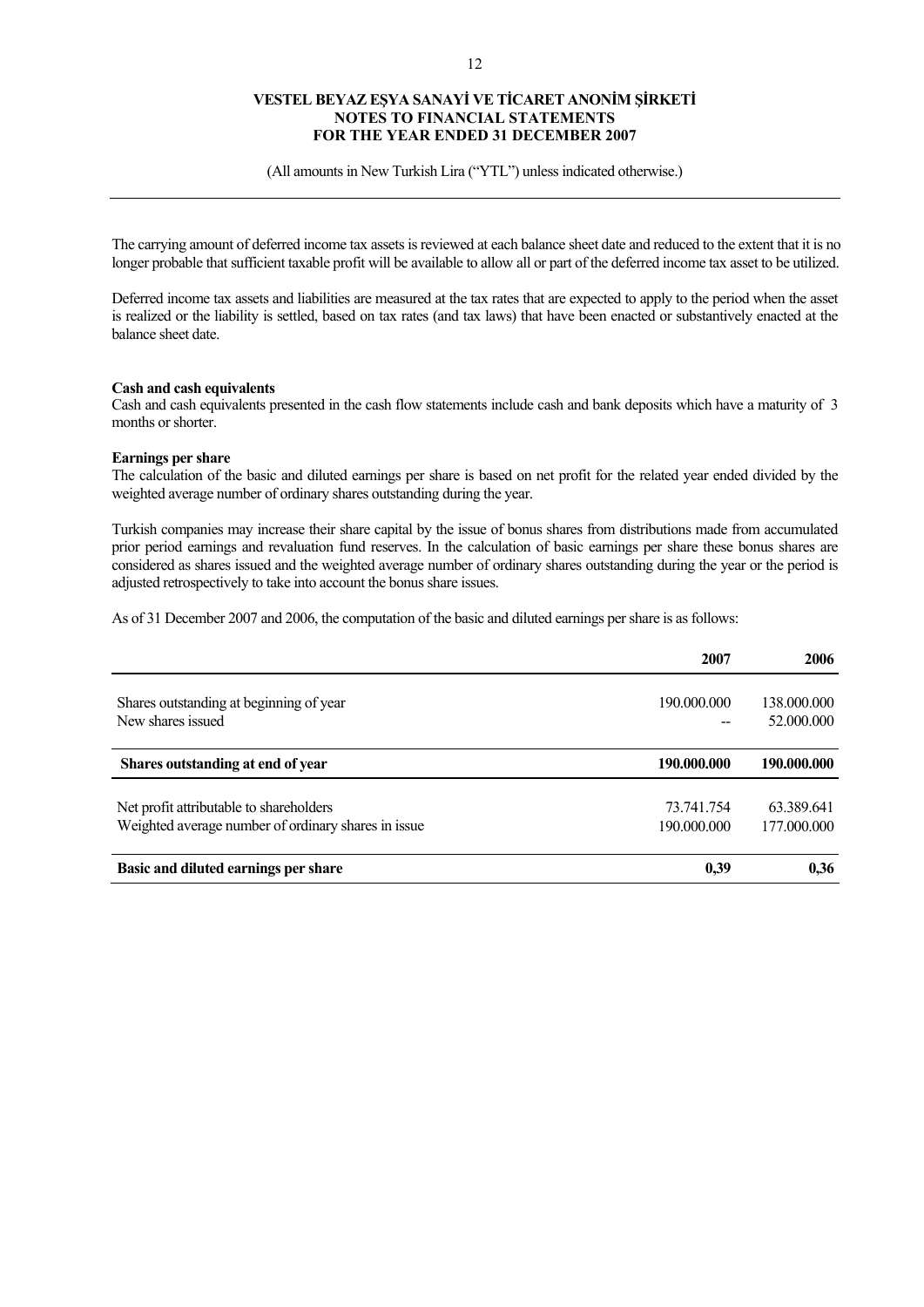The carrying amount of deferred income tax assets is reviewed at each balance sheet date and reduced to the extent that it is no longer probable that sufficient taxable profit will be available to allow all or part of the deferred income tax asset to be utilized.

Deferred income tax assets and liabilities are measured at the tax rates that are expected to apply to the period when the asset is realized or the liability is settled, based on tax rates (and tax laws) that have been enacted or substantively enacted at the balance sheet date.

**Cash and cash equivalents**

Cash and cash equivalents presented in the cash flow statements include cash and bank deposits which have a maturity of 3 months or shorter.

**Earnings per share**

The calculation of the basic and diluted earnings per share is based on net profit for the related year ended divided by the weighted average number of ordinary shares outstanding during the year.

Turkish companies may increase their share capital by the issue of bonus shares from distributions made from accumulated prior period earnings and revaluation fund reserves. In the calculation of basic earnings per share these bonus shares are considered as shares issued and the weighted average number of ordinary shares outstanding during the year or the period is adjusted retrospectively to take into account the bonus share issues.

As of 31 December 2007 and 2006, the computation of the basic and diluted earnings per share is as follows:

| | 2007 | 2006 |
|---|---|---|
| Shares outstanding at beginning of year | 190.000.000 | 138.000.000 |
| New shares issued | -- | 52.000.000 |
| **Shares outstanding at end of year** | **190.000.000** | **190.000.000** |
| Net profit attributable to shareholders | 73.741.754 | 63.389.641 |
| Weighted average number of ordinary shares in issue | 190.000.000 | 177.000.000 |
| **Basic and diluted earnings per share** | **0,39** | **0,36** |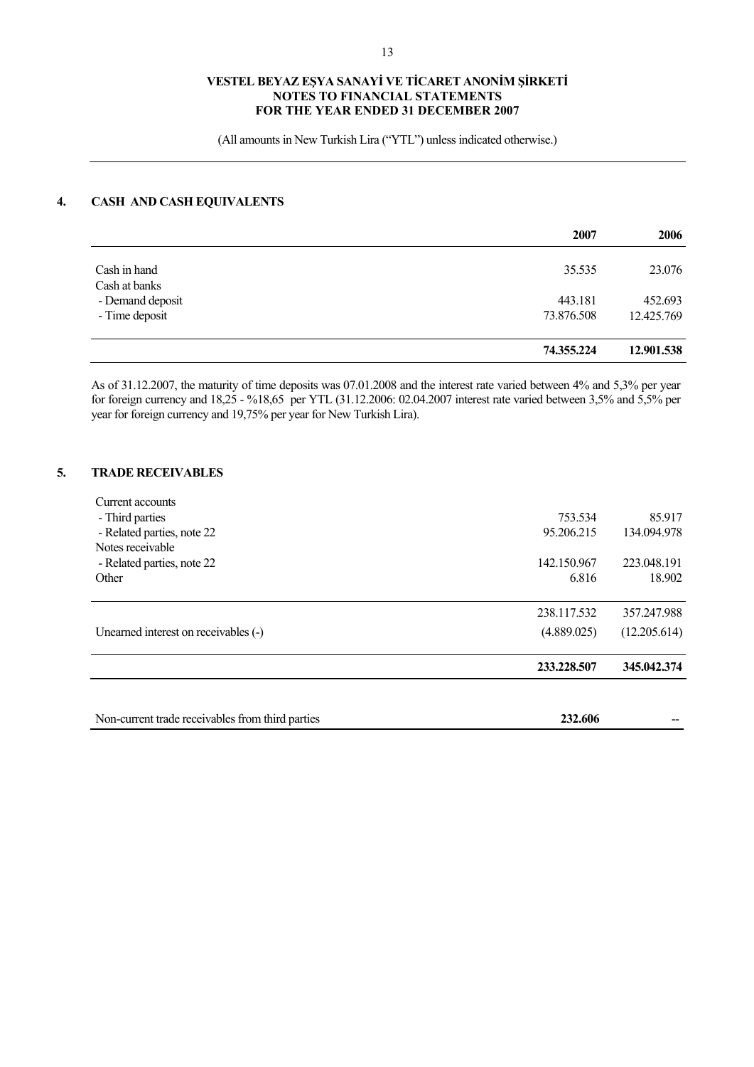VESTEL BEYAZ EŞYA SANAYİ VE TİCARET ANONİM ŞİRKETİ
NOTES TO FINANCIAL STATEMENTS
FOR THE YEAR ENDED 31 DECEMBER 2007

(All amounts in New Turkish Lira ("YTL") unless indicated otherwise.)

## 4. CASH AND CASH EQUIVALENTS

| | 2007 | 2006 |
|---|---|---|
| Cash in hand | 35.535 | 23.076 |
| Cash at banks | | |
| - Demand deposit | 443.181 | 452.693 |
| - Time deposit | 73.876.508 | 12.425.769 |
| | **74.355.224** | **12.901.538** |

As of 31.12.2007, the maturity of time deposits was 07.01.2008 and the interest rate varied between 4% and 5,3% per year for foreign currency and 18,25 - %18,65 per YTL (31.12.2006: 02.04.2007 interest rate varied between 3,5% and 5,5% per year for foreign currency and 19,75% per year for New Turkish Lira).

## 5. TRADE RECEIVABLES

| | 2007 | 2006 |
|---|---|---|
| Current accounts | | |
| - Third parties | 753.534 | 85.917 |
| - Related parties, note 22 | 95.206.215 | 134.094.978 |
| Notes receivable | | |
| - Related parties, note 22 | 142.150.967 | 223.048.191 |
| Other | 6.816 | 18.902 |
| | 238.117.532 | 357.247.988 |
| Unearned interest on receivables (-) | (4.889.025) | (12.205.614) |
| | **233.228.507** | **345.042.374** |

| | | |
|---|---|---|
| Non-current trade receivables from third parties | **232.606** | -- |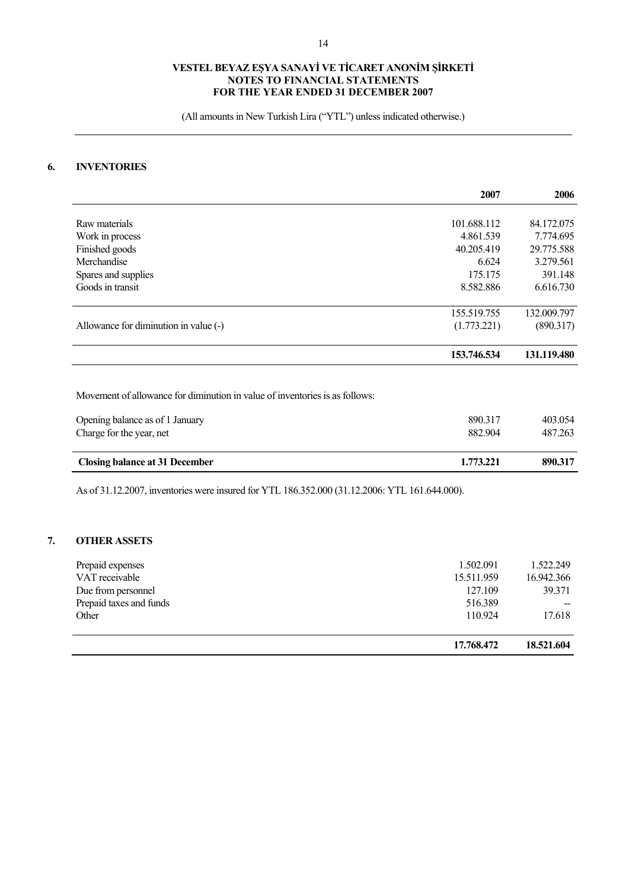# VESTEL BEYAZ EŞYA SANAYİ VE TİCARET ANONİM ŞİRKETİ
## NOTES TO FINANCIAL STATEMENTS
## FOR THE YEAR ENDED 31 DECEMBER 2007

(All amounts in New Turkish Lira ("YTL") unless indicated otherwise.)

## 6. INVENTORIES

| | 2007 | 2006 |
|---|---|---|
| Raw materials | 101.688.112 | 84.172.075 |
| Work in process | 4.861.539 | 7.774.695 |
| Finished goods | 40.205.419 | 29.775.588 |
| Merchandise | 6.624 | 3.279.561 |
| Spares and supplies | 175.175 | 391.148 |
| Goods in transit | 8.582.886 | 6.616.730 |
| | 155.519.755 | 132.009.797 |
| Allowance for diminution in value (-) | (1.773.221) | (890.317) |
| | **153.746.534** | **131.119.480** |

Movement of allowance for diminution in value of inventories is as follows:

| | 2007 | 2006 |
|---|---|---|
| Opening balance as of 1 January | 890.317 | 403.054 |
| Charge for the year, net | 882.904 | 487.263 |
| **Closing balance at 31 December** | **1.773.221** | **890.317** |

As of 31.12.2007, inventories were insured for YTL 186.352.000 (31.12.2006: YTL 161.644.000).

## 7. OTHER ASSETS

| | 2007 | 2006 |
|---|---|---|
| Prepaid expenses | 1.502.091 | 1.522.249 |
| VAT receivable | 15.511.959 | 16.942.366 |
| Due from personnel | 127.109 | 39.371 |
| Prepaid taxes and funds | 516.389 | -- |
| Other | 110.924 | 17.618 |
| | **17.768.472** | **18.521.604** |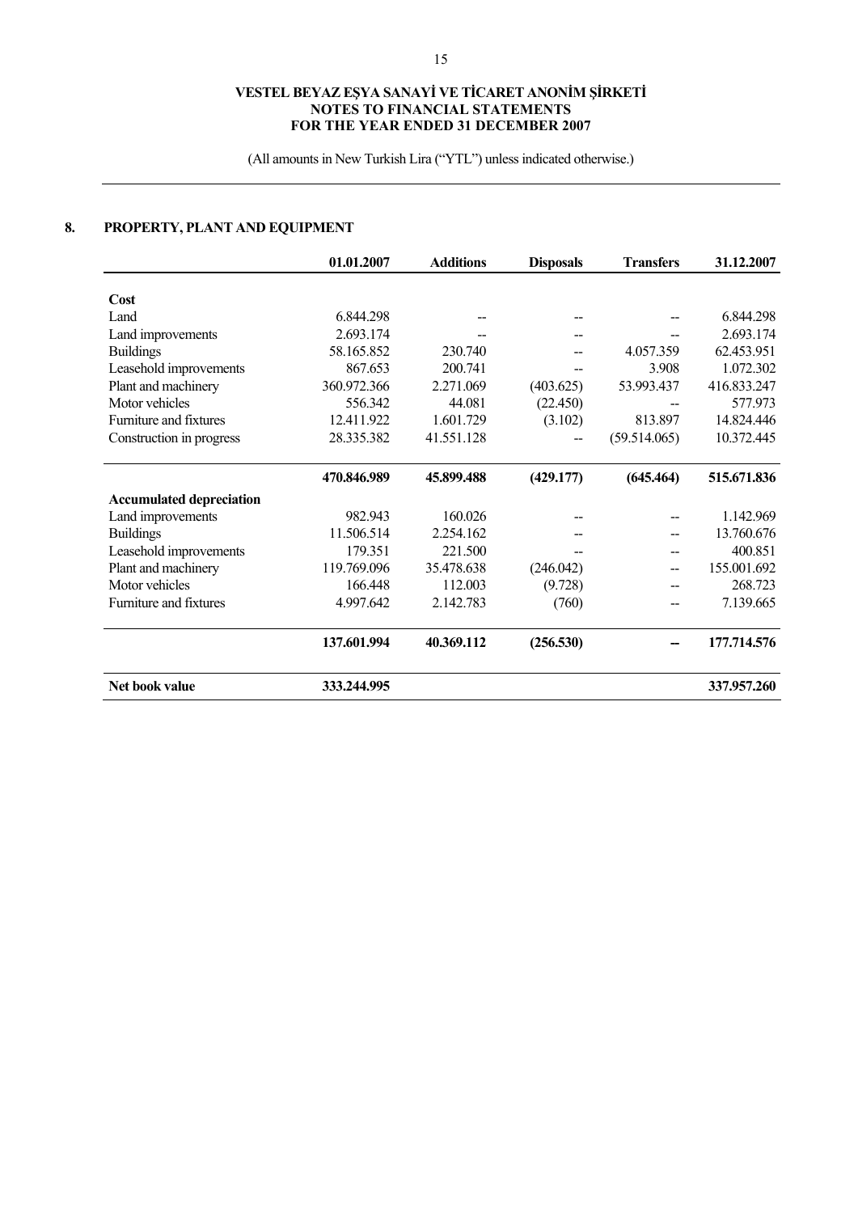# VESTEL BEYAZ EŞYA SANAYİ VE TİCARET ANONİM ŞİRKETİ
## NOTES TO FINANCIAL STATEMENTS
## FOR THE YEAR ENDED 31 DECEMBER 2007

(All amounts in New Turkish Lira ("YTL") unless indicated otherwise.)

## 8. PROPERTY, PLANT AND EQUIPMENT

| | 01.01.2007 | Additions | Disposals | Transfers | 31.12.2007 |
|---|---|---|---|---|---|
| **Cost** | | | | | |
| Land | 6.844.298 | -- | -- | -- | 6.844.298 |
| Land improvements | 2.693.174 | -- | -- | -- | 2.693.174 |
| Buildings | 58.165.852 | 230.740 | -- | 4.057.359 | 62.453.951 |
| Leasehold improvements | 867.653 | 200.741 | -- | 3.908 | 1.072.302 |
| Plant and machinery | 360.972.366 | 2.271.069 | (403.625) | 53.993.437 | 416.833.247 |
| Motor vehicles | 556.342 | 44.081 | (22.450) | -- | 577.973 |
| Furniture and fixtures | 12.411.922 | 1.601.729 | (3.102) | 813.897 | 14.824.446 |
| Construction in progress | 28.335.382 | 41.551.128 | -- | (59.514.065) | 10.372.445 |
| | **470.846.989** | **45.899.488** | **(429.177)** | **(645.464)** | **515.671.836** |
| **Accumulated depreciation** | | | | | |
| Land improvements | 982.943 | 160.026 | -- | -- | 1.142.969 |
| Buildings | 11.506.514 | 2.254.162 | -- | -- | 13.760.676 |
| Leasehold improvements | 179.351 | 221.500 | -- | -- | 400.851 |
| Plant and machinery | 119.769.096 | 35.478.638 | (246.042) | -- | 155.001.692 |
| Motor vehicles | 166.448 | 112.003 | (9.728) | -- | 268.723 |
| Furniture and fixtures | 4.997.642 | 2.142.783 | (760) | -- | 7.139.665 |
| | **137.601.994** | **40.369.112** | **(256.530)** | **--** | **177.714.576** |
| **Net book value** | **333.244.995** | | | | **337.957.260** |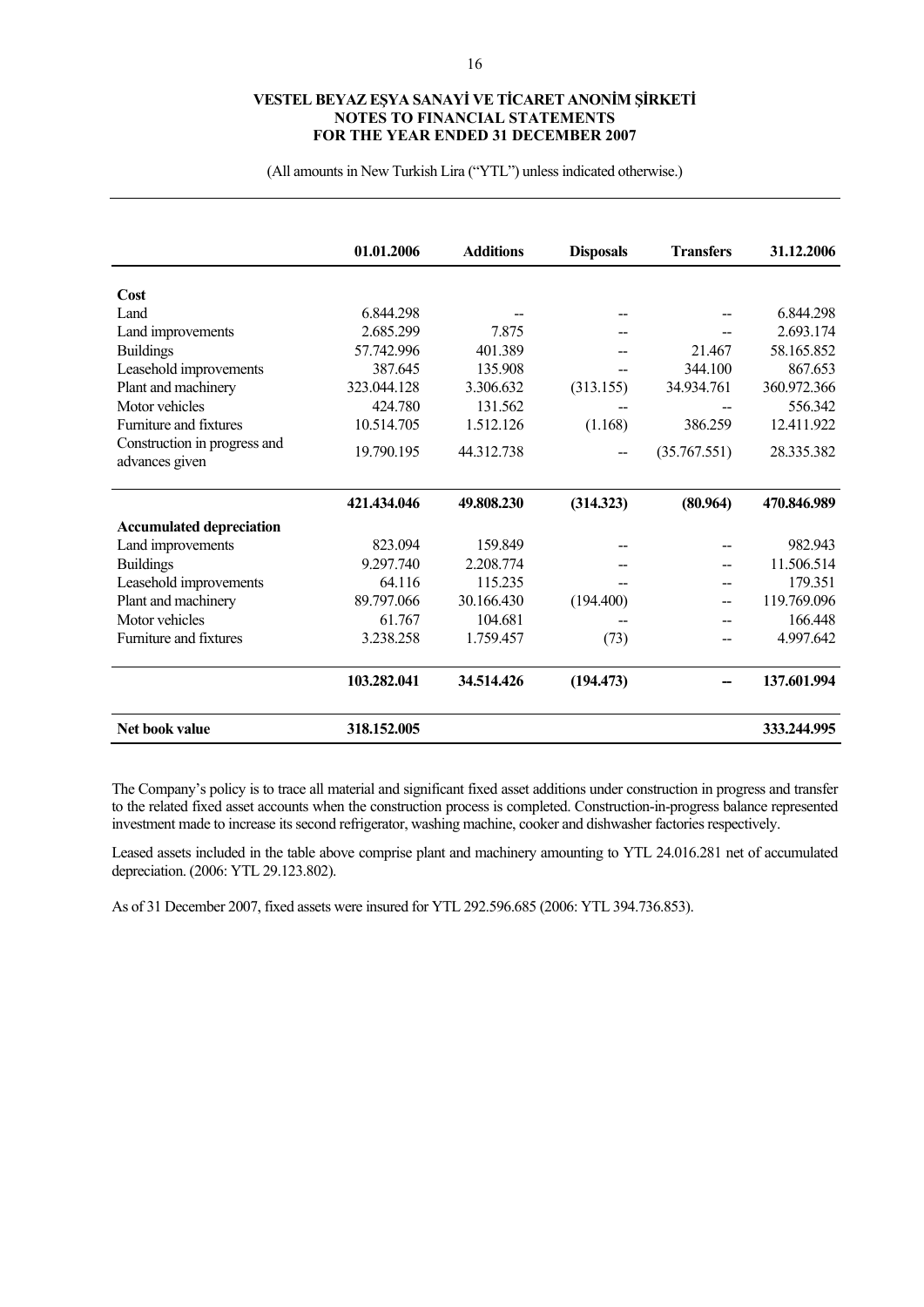(All amounts in New Turkish Lira ("YTL") unless indicated otherwise.)

| | 01.01.2006 | Additions | Disposals | Transfers | 31.12.2006 |
|---|---|---|---|---|---|
| **Cost** | | | | | |
| Land | 6.844.298 | -- | -- | -- | 6.844.298 |
| Land improvements | 2.685.299 | 7.875 | -- | -- | 2.693.174 |
| Buildings | 57.742.996 | 401.389 | -- | 21.467 | 58.165.852 |
| Leasehold improvements | 387.645 | 135.908 | -- | 344.100 | 867.653 |
| Plant and machinery | 323.044.128 | 3.306.632 | (313.155) | 34.934.761 | 360.972.366 |
| Motor vehicles | 424.780 | 131.562 | -- | -- | 556.342 |
| Furniture and fixtures | 10.514.705 | 1.512.126 | (1.168) | 386.259 | 12.411.922 |
| Construction in progress and advances given | 19.790.195 | 44.312.738 | -- | (35.767.551) | 28.335.382 |
| | **421.434.046** | **49.808.230** | **(314.323)** | **(80.964)** | **470.846.989** |
| **Accumulated depreciation** | | | | | |
| Land improvements | 823.094 | 159.849 | -- | -- | 982.943 |
| Buildings | 9.297.740 | 2.208.774 | -- | -- | 11.506.514 |
| Leasehold improvements | 64.116 | 115.235 | -- | -- | 179.351 |
| Plant and machinery | 89.797.066 | 30.166.430 | (194.400) | -- | 119.769.096 |
| Motor vehicles | 61.767 | 104.681 | -- | -- | 166.448 |
| Furniture and fixtures | 3.238.258 | 1.759.457 | (73) | -- | 4.997.642 |
| | **103.282.041** | **34.514.426** | **(194.473)** | **--** | **137.601.994** |
| **Net book value** | **318.152.005** | | | | **333.244.995** |

The Company's policy is to trace all material and significant fixed asset additions under construction in progress and transfer to the related fixed asset accounts when the construction process is completed. Construction-in-progress balance represented investment made to increase its second refrigerator, washing machine, cooker and dishwasher factories respectively.

Leased assets included in the table above comprise plant and machinery amounting to YTL 24.016.281 net of accumulated depreciation. (2006: YTL 29.123.802).

As of 31 December 2007, fixed assets were insured for YTL 292.596.685 (2006: YTL 394.736.853).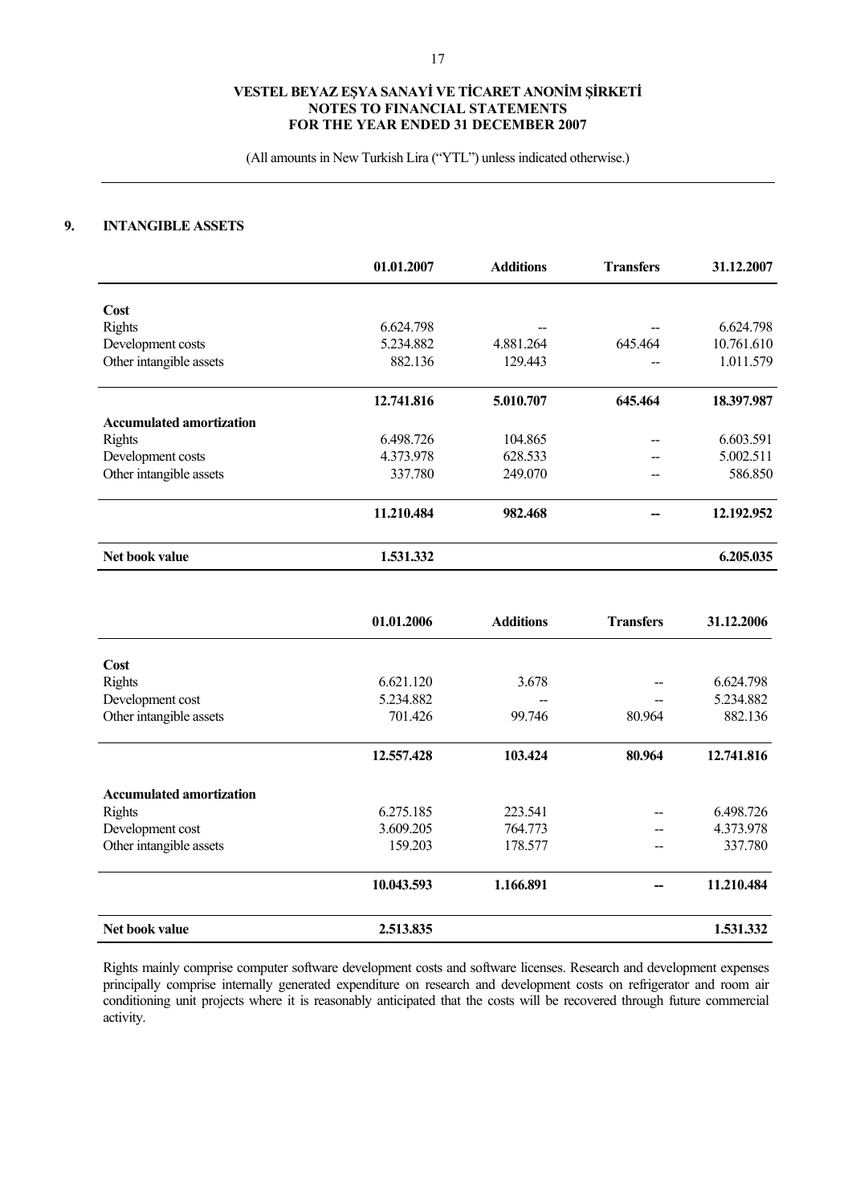**VESTEL BEYAZ EŞYA SANAYİ VE TİCARET ANONİM ŞİRKETİ**
**NOTES TO FINANCIAL STATEMENTS**
**FOR THE YEAR ENDED 31 DECEMBER 2007**

(All amounts in New Turkish Lira ("YTL") unless indicated otherwise.)

## 9. INTANGIBLE ASSETS

| | 01.01.2007 | Additions | Transfers | 31.12.2007 |
|---|---|---|---|---|
| **Cost** | | | | |
| Rights | 6.624.798 | -- | -- | 6.624.798 |
| Development costs | 5.234.882 | 4.881.264 | 645.464 | 10.761.610 |
| Other intangible assets | 882.136 | 129.443 | -- | 1.011.579 |
| | **12.741.816** | **5.010.707** | **645.464** | **18.397.987** |
| **Accumulated amortization** | | | | |
| Rights | 6.498.726 | 104.865 | -- | 6.603.591 |
| Development costs | 4.373.978 | 628.533 | -- | 5.002.511 |
| Other intangible assets | 337.780 | 249.070 | -- | 586.850 |
| | **11.210.484** | **982.468** | **--** | **12.192.952** |
| **Net book value** | **1.531.332** | | | **6.205.035** |

| | 01.01.2006 | Additions | Transfers | 31.12.2006 |
|---|---|---|---|---|
| **Cost** | | | | |
| Rights | 6.621.120 | 3.678 | -- | 6.624.798 |
| Development cost | 5.234.882 | -- | -- | 5.234.882 |
| Other intangible assets | 701.426 | 99.746 | 80.964 | 882.136 |
| | **12.557.428** | **103.424** | **80.964** | **12.741.816** |
| **Accumulated amortization** | | | | |
| Rights | 6.275.185 | 223.541 | -- | 6.498.726 |
| Development cost | 3.609.205 | 764.773 | -- | 4.373.978 |
| Other intangible assets | 159.203 | 178.577 | -- | 337.780 |
| | **10.043.593** | **1.166.891** | **--** | **11.210.484** |
| **Net book value** | **2.513.835** | | | **1.531.332** |

Rights mainly comprise computer software development costs and software licenses. Research and development expenses principally comprise internally generated expenditure on research and development costs on refrigerator and room air conditioning unit projects where it is reasonably anticipated that the costs will be recovered through future commercial activity.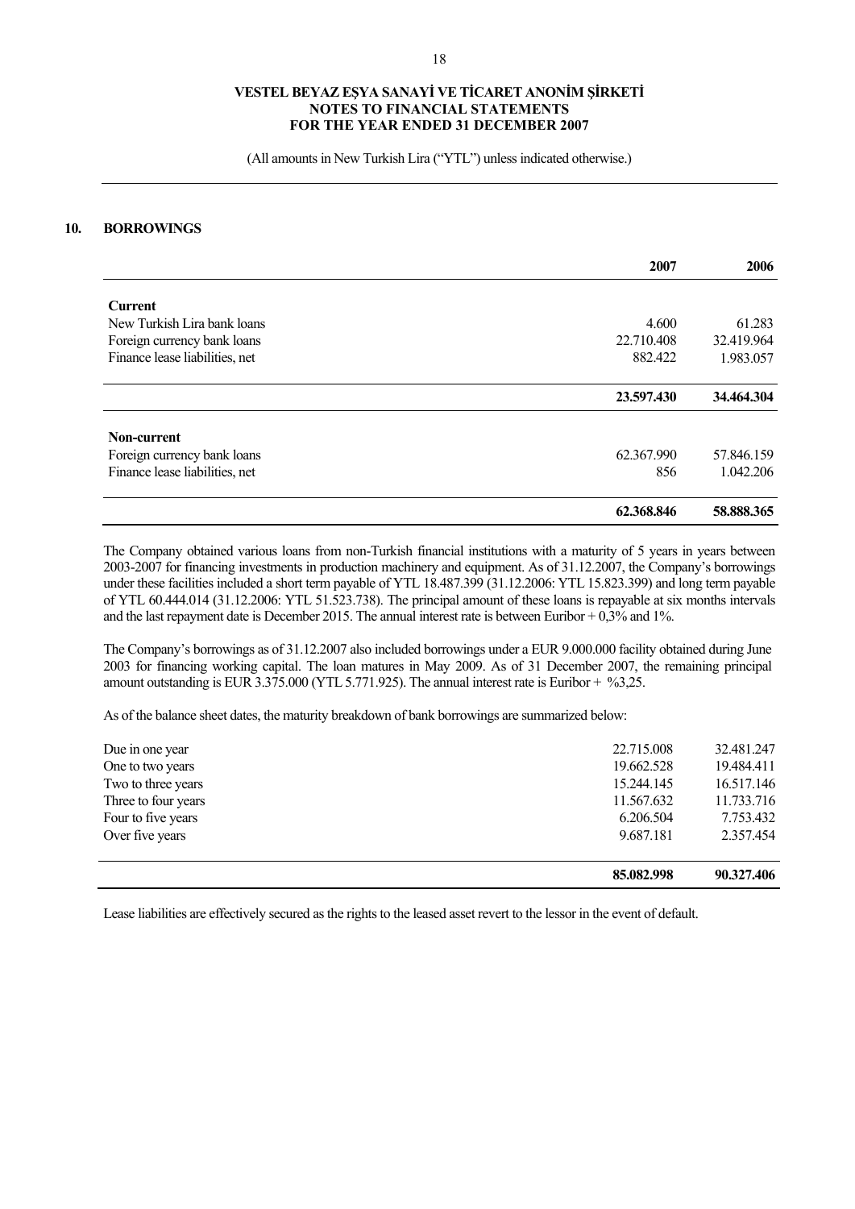## 10. BORROWINGS

| | 2007 | 2006 |
|---|---|---|
| **Current** | | |
| New Turkish Lira bank loans | 4.600 | 61.283 |
| Foreign currency bank loans | 22.710.408 | 32.419.964 |
| Finance lease liabilities, net | 882.422 | 1.983.057 |
| | **23.597.430** | **34.464.304** |
| **Non-current** | | |
| Foreign currency bank loans | 62.367.990 | 57.846.159 |
| Finance lease liabilities, net | 856 | 1.042.206 |
| | **62.368.846** | **58.888.365** |

The Company obtained various loans from non-Turkish financial institutions with a maturity of 5 years in years between 2003-2007 for financing investments in production machinery and equipment. As of 31.12.2007, the Company's borrowings under these facilities included a short term payable of YTL 18.487.399 (31.12.2006: YTL 15.823.399) and long term payable of YTL 60.444.014 (31.12.2006: YTL 51.523.738). The principal amount of these loans is repayable at six months intervals and the last repayment date is December 2015. The annual interest rate is between Euribor + 0,3% and 1%.

The Company's borrowings as of 31.12.2007 also included borrowings under a EUR 9.000.000 facility obtained during June 2003 for financing working capital. The loan matures in May 2009. As of 31 December 2007, the remaining principal amount outstanding is EUR 3.375.000 (YTL 5.771.925). The annual interest rate is Euribor + %3,25.

As of the balance sheet dates, the maturity breakdown of bank borrowings are summarized below:

| | 2007 | 2006 |
|---|---|---|
| Due in one year | 22.715.008 | 32.481.247 |
| One to two years | 19.662.528 | 19.484.411 |
| Two to three years | 15.244.145 | 16.517.146 |
| Three to four years | 11.567.632 | 11.733.716 |
| Four to five years | 6.206.504 | 7.753.432 |
| Over five years | 9.687.181 | 2.357.454 |
| | **85.082.998** | **90.327.406** |

Lease liabilities are effectively secured as the rights to the leased asset revert to the lessor in the event of default.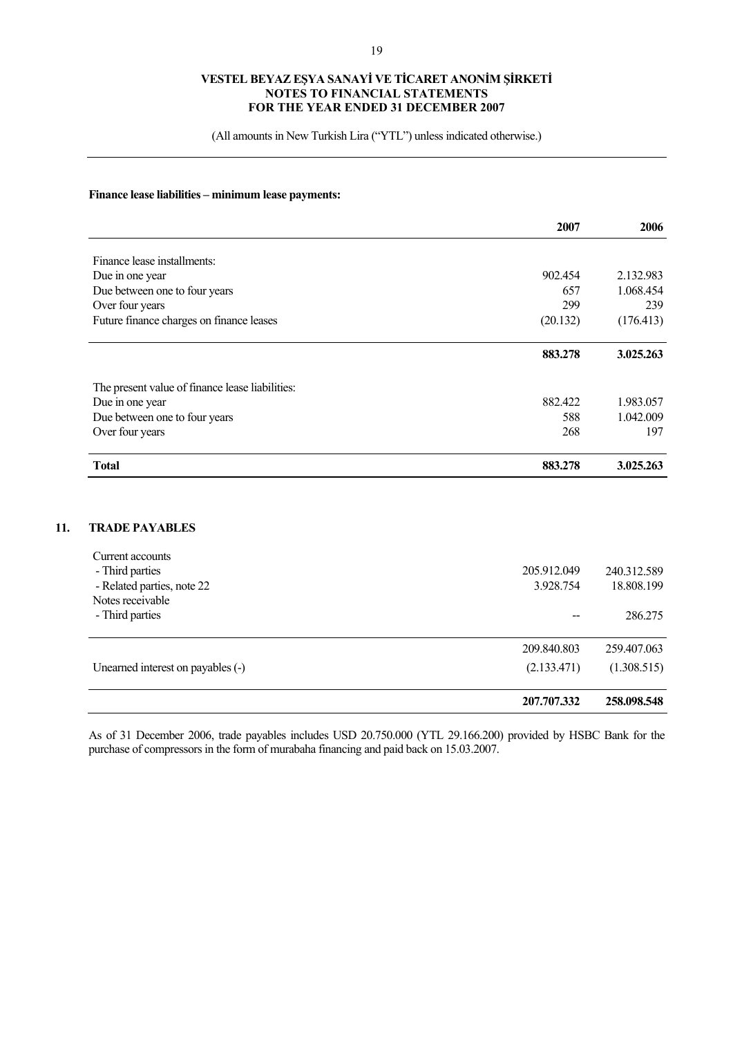**Finance lease liabilities – minimum lease payments:**

| | 2007 | 2006 |
|---|---|---|
| Finance lease installments: | | |
| Due in one year | 902.454 | 2.132.983 |
| Due between one to four years | 657 | 1.068.454 |
| Over four years | 299 | 239 |
| Future finance charges on finance leases | (20.132) | (176.413) |
| | **883.278** | **3.025.263** |
| The present value of finance lease liabilities: | | |
| Due in one year | 882.422 | 1.983.057 |
| Due between one to four years | 588 | 1.042.009 |
| Over four years | 268 | 197 |
| **Total** | **883.278** | **3.025.263** |

## 11. TRADE PAYABLES

| | | |
|---|---|---|
| Current accounts | | |
| - Third parties | 205.912.049 | 240.312.589 |
| - Related parties, note 22 | 3.928.754 | 18.808.199 |
| Notes receivable | | |
| - Third parties | -- | 286.275 |
| | 209.840.803 | 259.407.063 |
| Unearned interest on payables (-) | (2.133.471) | (1.308.515) |
| | **207.707.332** | **258.098.548** |

As of 31 December 2006, trade payables includes USD 20.750.000 (YTL 29.166.200) provided by HSBC Bank for the purchase of compressors in the form of murabaha financing and paid back on 15.03.2007.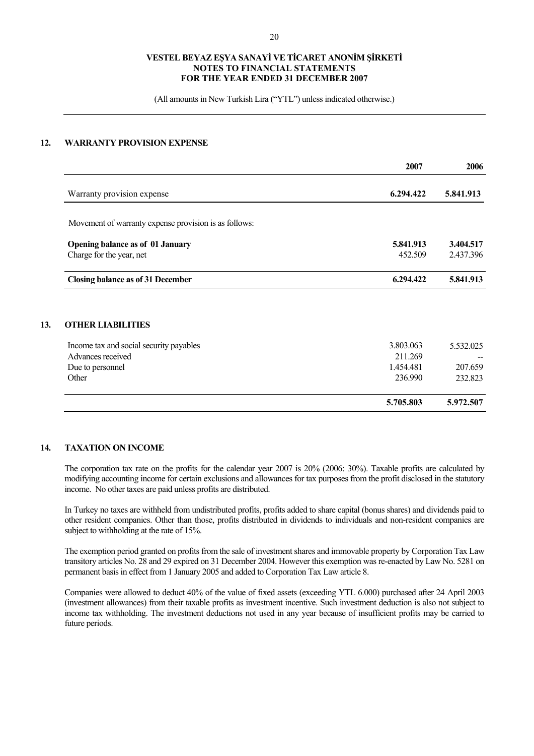## 12. WARRANTY PROVISION EXPENSE

| | 2007 | 2006 |
|---|---|---|
| Warranty provision expense | **6.294.422** | **5.841.913** |

Movement of warranty expense provision is as follows:

| | | |
|---|---|---|
| **Opening balance as of 01 January** | **5.841.913** | **3.404.517** |
| Charge for the year, net | 452.509 | 2.437.396 |
| **Closing balance as of 31 December** | **6.294.422** | **5.841.913** |

## 13. OTHER LIABILITIES

| | | |
|---|---|---|
| Income tax and social security payables | 3.803.063 | 5.532.025 |
| Advances received | 211.269 | -- |
| Due to personnel | 1.454.481 | 207.659 |
| Other | 236.990 | 232.823 |
| | **5.705.803** | **5.972.507** |

## 14. TAXATION ON INCOME

The corporation tax rate on the profits for the calendar year 2007 is 20% (2006: 30%). Taxable profits are calculated by modifying accounting income for certain exclusions and allowances for tax purposes from the profit disclosed in the statutory income. No other taxes are paid unless profits are distributed.

In Turkey no taxes are withheld from undistributed profits, profits added to share capital (bonus shares) and dividends paid to other resident companies. Other than those, profits distributed in dividends to individuals and non-resident companies are subject to withholding at the rate of 15%.

The exemption period granted on profits from the sale of investment shares and immovable property by Corporation Tax Law transitory articles No. 28 and 29 expired on 31 December 2004. However this exemption was re-enacted by Law No. 5281 on permanent basis in effect from 1 January 2005 and added to Corporation Tax Law article 8.

Companies were allowed to deduct 40% of the value of fixed assets (exceeding YTL 6.000) purchased after 24 April 2003 (investment allowances) from their taxable profits as investment incentive. Such investment deduction is also not subject to income tax withholding. The investment deductions not used in any year because of insufficient profits may be carried to future periods.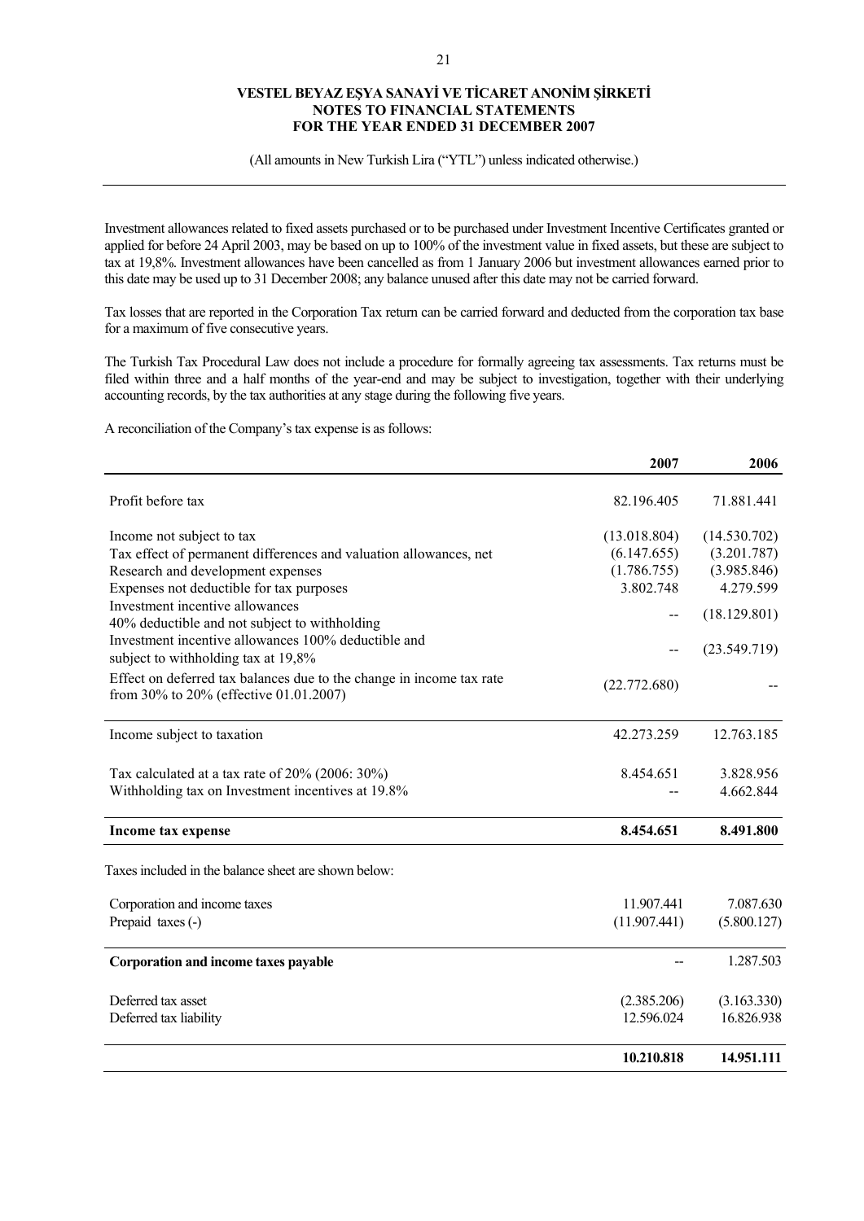Investment allowances related to fixed assets purchased or to be purchased under Investment Incentive Certificates granted or applied for before 24 April 2003, may be based on up to 100% of the investment value in fixed assets, but these are subject to tax at 19,8%. Investment allowances have been cancelled as from 1 January 2006 but investment allowances earned prior to this date may be used up to 31 December 2008; any balance unused after this date may not be carried forward.

Tax losses that are reported in the Corporation Tax return can be carried forward and deducted from the corporation tax base for a maximum of five consecutive years.

The Turkish Tax Procedural Law does not include a procedure for formally agreeing tax assessments. Tax returns must be filed within three and a half months of the year-end and may be subject to investigation, together with their underlying accounting records, by the tax authorities at any stage during the following five years.

A reconciliation of the Company's tax expense is as follows:

| | 2007 | 2006 |
|---|---|---|
| Profit before tax | 82.196.405 | 71.881.441 |
| Income not subject to tax | (13.018.804) | (14.530.702) |
| Tax effect of permanent differences and valuation allowances, net | (6.147.655) | (3.201.787) |
| Research and development expenses | (1.786.755) | (3.985.846) |
| Expenses not deductible for tax purposes | 3.802.748 | 4.279.599 |
| Investment incentive allowances 40% deductible and not subject to withholding | -- | (18.129.801) |
| Investment incentive allowances 100% deductible and subject to withholding tax at 19,8% | -- | (23.549.719) |
| Effect on deferred tax balances due to the change in income tax rate from 30% to 20% (effective 01.01.2007) | (22.772.680) | -- |
| Income subject to taxation | 42.273.259 | 12.763.185 |
| Tax calculated at a tax rate of 20% (2006: 30%) | 8.454.651 | 3.828.956 |
| Withholding tax on Investment incentives at 19.8% | -- | 4.662.844 |
| **Income tax expense** | **8.454.651** | **8.491.800** |

Taxes included in the balance sheet are shown below:

| | 2007 | 2006 |
|---|---|---|
| Corporation and income taxes | 11.907.441 | 7.087.630 |
| Prepaid taxes (-) | (11.907.441) | (5.800.127) |
| **Corporation and income taxes payable** | -- | 1.287.503 |
| Deferred tax asset | (2.385.206) | (3.163.330) |
| Deferred tax liability | 12.596.024 | 16.826.938 |
| | **10.210.818** | **14.951.111** |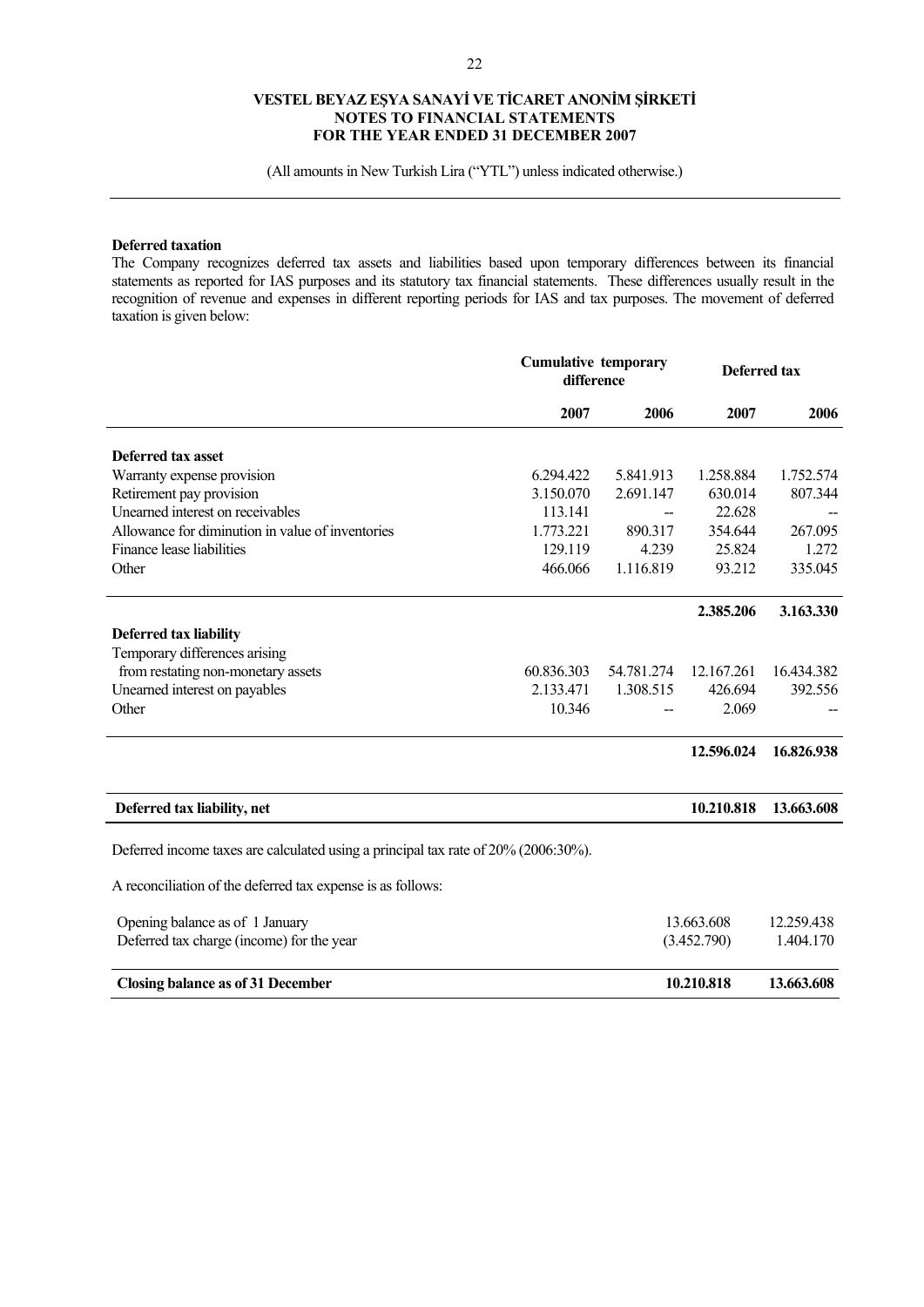**Deferred taxation**

The Company recognizes deferred tax assets and liabilities based upon temporary differences between its financial statements as reported for IAS purposes and its statutory tax financial statements. These differences usually result in the recognition of revenue and expenses in different reporting periods for IAS and tax purposes. The movement of deferred taxation is given below:

| | Cumulative temporary difference | | Deferred tax | |
|---|---|---|---|---|
| | **2007** | **2006** | **2007** | **2006** |
| **Deferred tax asset** | | | | |
| Warranty expense provision | 6.294.422 | 5.841.913 | 1.258.884 | 1.752.574 |
| Retirement pay provision | 3.150.070 | 2.691.147 | 630.014 | 807.344 |
| Unearned interest on receivables | 113.141 | -- | 22.628 | -- |
| Allowance for diminution in value of inventories | 1.773.221 | 890.317 | 354.644 | 267.095 |
| Finance lease liabilities | 129.119 | 4.239 | 25.824 | 1.272 |
| Other | 466.066 | 1.116.819 | 93.212 | 335.045 |
| | | | **2.385.206** | **3.163.330** |
| **Deferred tax liability** | | | | |
| Temporary differences arising from restating non-monetary assets | 60.836.303 | 54.781.274 | 12.167.261 | 16.434.382 |
| Unearned interest on payables | 2.133.471 | 1.308.515 | 426.694 | 392.556 |
| Other | 10.346 | -- | 2.069 | -- |
| | | | **12.596.024** | **16.826.938** |
| **Deferred tax liability, net** | | | **10.210.818** | **13.663.608** |

Deferred income taxes are calculated using a principal tax rate of 20% (2006:30%).

A reconciliation of the deferred tax expense is as follows:

| | 2007 | 2006 |
|---|---|---|
| Opening balance as of 1 January | 13.663.608 | 12.259.438 |
| Deferred tax charge (income) for the year | (3.452.790) | 1.404.170 |
| **Closing balance as of 31 December** | **10.210.818** | **13.663.608** |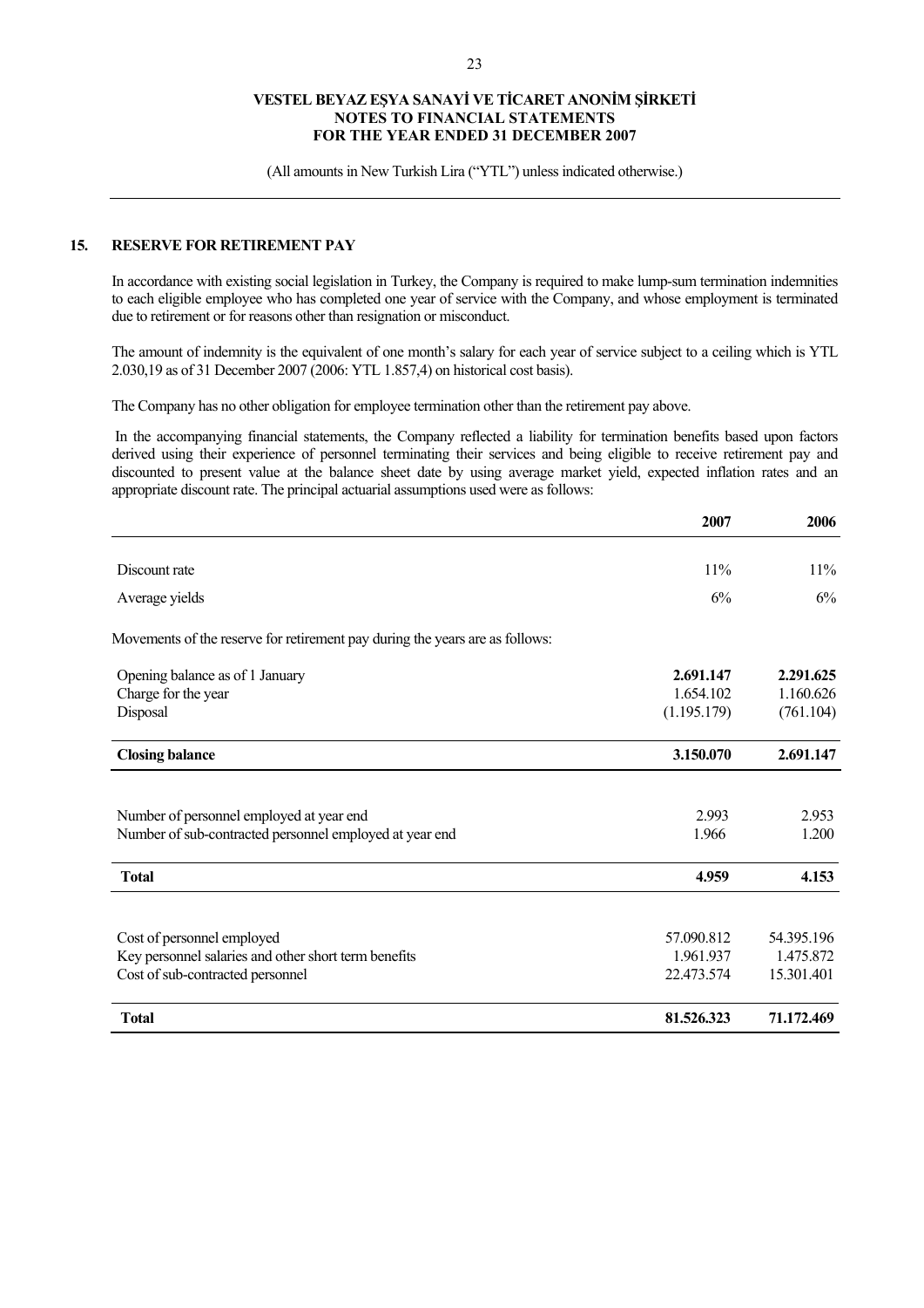## 15. RESERVE FOR RETIREMENT PAY

In accordance with existing social legislation in Turkey, the Company is required to make lump-sum termination indemnities to each eligible employee who has completed one year of service with the Company, and whose employment is terminated due to retirement or for reasons other than resignation or misconduct.

The amount of indemnity is the equivalent of one month's salary for each year of service subject to a ceiling which is YTL 2.030,19 as of 31 December 2007 (2006: YTL 1.857,4) on historical cost basis).

The Company has no other obligation for employee termination other than the retirement pay above.

In the accompanying financial statements, the Company reflected a liability for termination benefits based upon factors derived using their experience of personnel terminating their services and being eligible to receive retirement pay and discounted to present value at the balance sheet date by using average market yield, expected inflation rates and an appropriate discount rate. The principal actuarial assumptions used were as follows:

| | 2007 | 2006 |
|---|---|---|
| Discount rate | 11% | 11% |
| Average yields | 6% | 6% |

Movements of the reserve for retirement pay during the years are as follows:

| | 2007 | 2006 |
|---|---|---|
| Opening balance as of 1 January | **2.691.147** | **2.291.625** |
| Charge for the year | 1.654.102 | 1.160.626 |
| Disposal | (1.195.179) | (761.104) |
| **Closing balance** | **3.150.070** | **2.691.147** |

| | 2007 | 2006 |
|---|---|---|
| Number of personnel employed at year end | 2.993 | 2.953 |
| Number of sub-contracted personnel employed at year end | 1.966 | 1.200 |
| **Total** | **4.959** | **4.153** |

| | 2007 | 2006 |
|---|---|---|
| Cost of personnel employed | 57.090.812 | 54.395.196 |
| Key personnel salaries and other short term benefits | 1.961.937 | 1.475.872 |
| Cost of sub-contracted personnel | 22.473.574 | 15.301.401 |
| **Total** | **81.526.323** | **71.172.469** |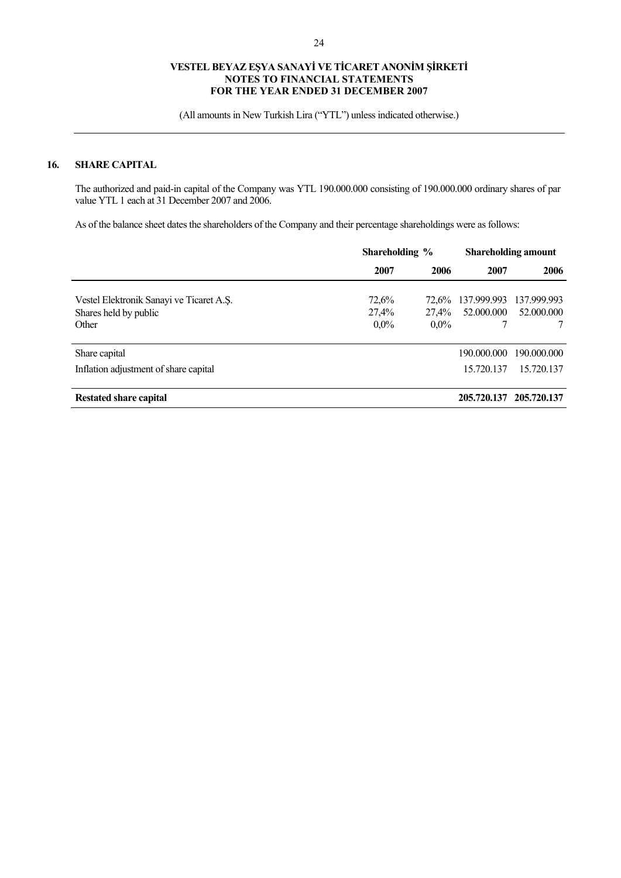## 16. SHARE CAPITAL

The authorized and paid-in capital of the Company was YTL 190.000.000 consisting of 190.000.000 ordinary shares of par value YTL 1 each at 31 December 2007 and 2006.

As of the balance sheet dates the shareholders of the Company and their percentage shareholdings were as follows:

| | Shareholding % | | Shareholding amount | |
|---|---|---|---|---|
| | **2007** | **2006** | **2007** | **2006** |
| Vestel Elektronik Sanayi ve Ticaret A.Ş. | 72,6% | 72,6% | 137.999.993 | 137.999.993 |
| Shares held by public | 27,4% | 27,4% | 52.000.000 | 52.000.000 |
| Other | 0,0% | 0,0% | 7 | 7 |
| Share capital | | | 190.000.000 | 190.000.000 |
| Inflation adjustment of share capital | | | 15.720.137 | 15.720.137 |
| **Restated share capital** | | | **205.720.137** | **205.720.137** |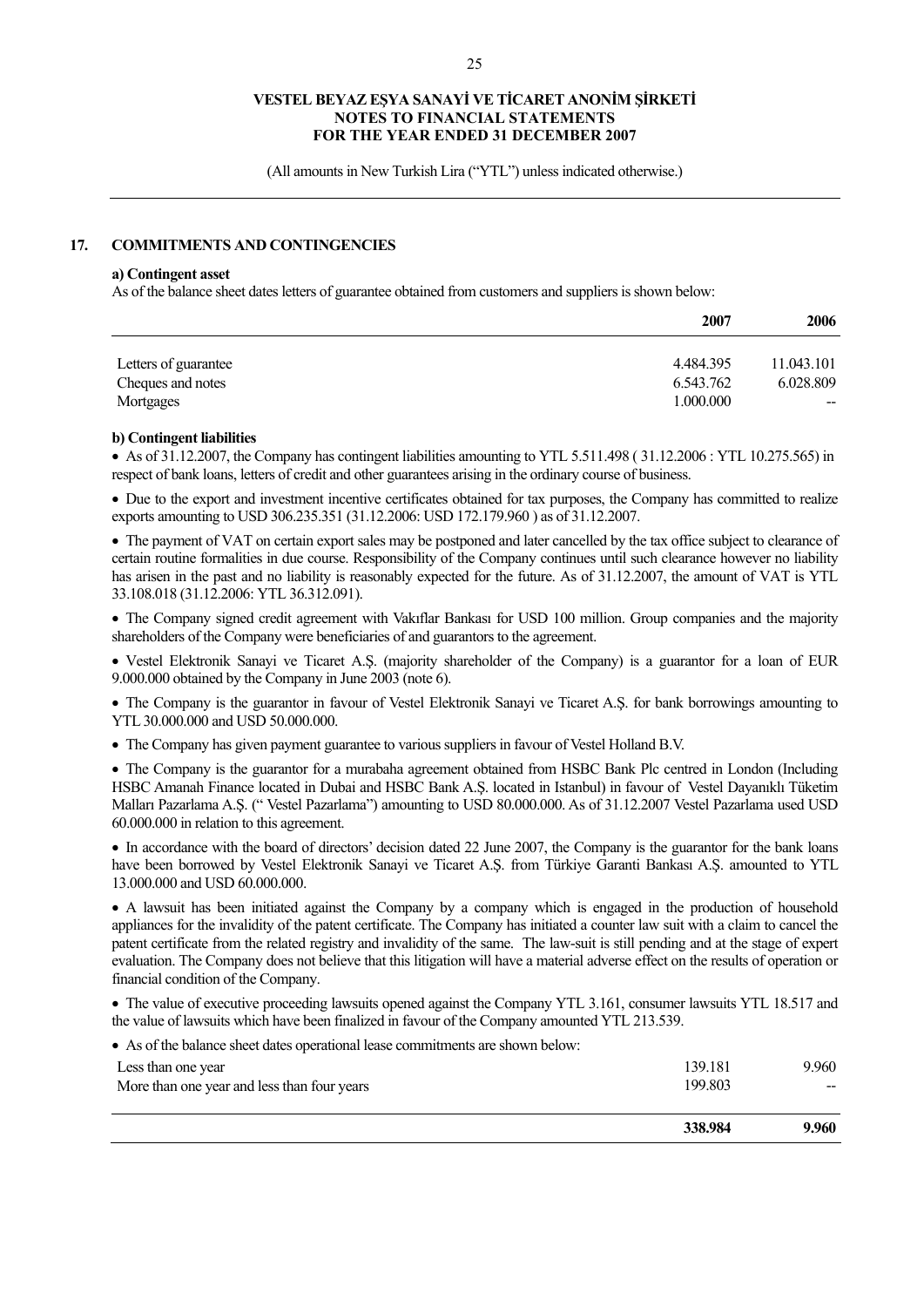## 17. COMMITMENTS AND CONTINGENCIES

**a) Contingent asset**

As of the balance sheet dates letters of guarantee obtained from customers and suppliers is shown below:

| | 2007 | 2006 |
|---|---|---|
| Letters of guarantee | 4.484.395 | 11.043.101 |
| Cheques and notes | 6.543.762 | 6.028.809 |
| Mortgages | 1.000.000 | -- |

**b) Contingent liabilities**

- As of 31.12.2007, the Company has contingent liabilities amounting to YTL 5.511.498 ( 31.12.2006 : YTL 10.275.565) in respect of bank loans, letters of credit and other guarantees arising in the ordinary course of business.
- Due to the export and investment incentive certificates obtained for tax purposes, the Company has committed to realize exports amounting to USD 306.235.351 (31.12.2006: USD 172.179.960 ) as of 31.12.2007.
- The payment of VAT on certain export sales may be postponed and later cancelled by the tax office subject to clearance of certain routine formalities in due course. Responsibility of the Company continues until such clearance however no liability has arisen in the past and no liability is reasonably expected for the future. As of 31.12.2007, the amount of VAT is YTL 33.108.018 (31.12.2006: YTL 36.312.091).
- The Company signed credit agreement with Vakıflar Bankası for USD 100 million. Group companies and the majority shareholders of the Company were beneficiaries of and guarantors to the agreement.
- Vestel Elektronik Sanayi ve Ticaret A.Ş. (majority shareholder of the Company) is a guarantor for a loan of EUR 9.000.000 obtained by the Company in June 2003 (note 6).
- The Company is the guarantor in favour of Vestel Elektronik Sanayi ve Ticaret A.Ş. for bank borrowings amounting to YTL 30.000.000 and USD 50.000.000.
- The Company has given payment guarantee to various suppliers in favour of Vestel Holland B.V.
- The Company is the guarantor for a murabaha agreement obtained from HSBC Bank Plc centred in London (Including HSBC Amanah Finance located in Dubai and HSBC Bank A.Ş. located in Istanbul) in favour of Vestel Dayanıklı Tüketim Malları Pazarlama A.Ş. (" Vestel Pazarlama") amounting to USD 80.000.000. As of 31.12.2007 Vestel Pazarlama used USD 60.000.000 in relation to this agreement.
- In accordance with the board of directors' decision dated 22 June 2007, the Company is the guarantor for the bank loans have been borrowed by Vestel Elektronik Sanayi ve Ticaret A.Ş. from Türkiye Garanti Bankası A.Ş. amounted to YTL 13.000.000 and USD 60.000.000.
- A lawsuit has been initiated against the Company by a company which is engaged in the production of household appliances for the invalidity of the patent certificate. The Company has initiated a counter law suit with a claim to cancel the patent certificate from the related registry and invalidity of the same. The law-suit is still pending and at the stage of expert evaluation. The Company does not believe that this litigation will have a material adverse effect on the results of operation or financial condition of the Company.
- The value of executive proceeding lawsuits opened against the Company YTL 3.161, consumer lawsuits YTL 18.517 and the value of lawsuits which have been finalized in favour of the Company amounted YTL 213.539.
- As of the balance sheet dates operational lease commitments are shown below:

| | | |
|---|---|---|
| Less than one year | 139.181 | 9.960 |
| More than one year and less than four years | 199.803 | -- |
| | **338.984** | **9.960** |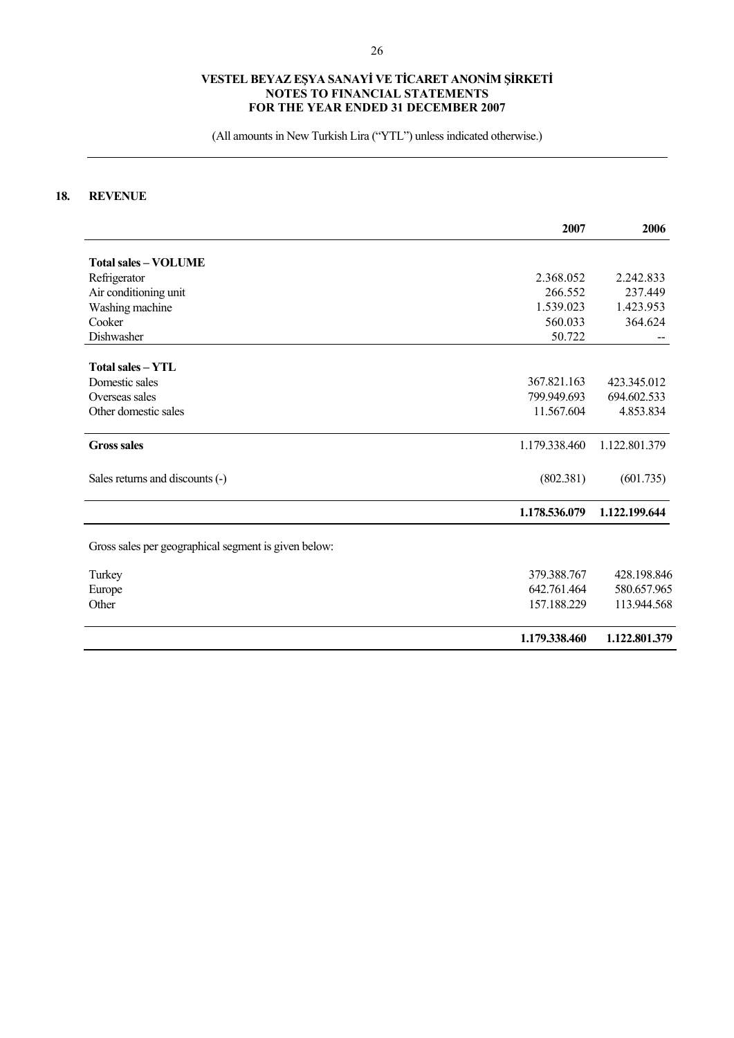**VESTEL BEYAZ EŞYA SANAYİ VE TİCARET ANONİM ŞİRKETİ**
**NOTES TO FINANCIAL STATEMENTS**
**FOR THE YEAR ENDED 31 DECEMBER 2007**

(All amounts in New Turkish Lira ("YTL") unless indicated otherwise.)

## 18. REVENUE

| | 2007 | 2006 |
|---|---|---|
| **Total sales – VOLUME** | | |
| Refrigerator | 2.368.052 | 2.242.833 |
| Air conditioning unit | 266.552 | 237.449 |
| Washing machine | 1.539.023 | 1.423.953 |
| Cooker | 560.033 | 364.624 |
| Dishwasher | 50.722 | -- |
| **Total sales – YTL** | | |
| Domestic sales | 367.821.163 | 423.345.012 |
| Overseas sales | 799.949.693 | 694.602.533 |
| Other domestic sales | 11.567.604 | 4.853.834 |
| **Gross sales** | 1.179.338.460 | 1.122.801.379 |
| Sales returns and discounts (-) | (802.381) | (601.735) |
| | **1.178.536.079** | **1.122.199.644** |

Gross sales per geographical segment is given below:

| | 2007 | 2006 |
|---|---|---|
| Turkey | 379.388.767 | 428.198.846 |
| Europe | 642.761.464 | 580.657.965 |
| Other | 157.188.229 | 113.944.568 |
| | **1.179.338.460** | **1.122.801.379** |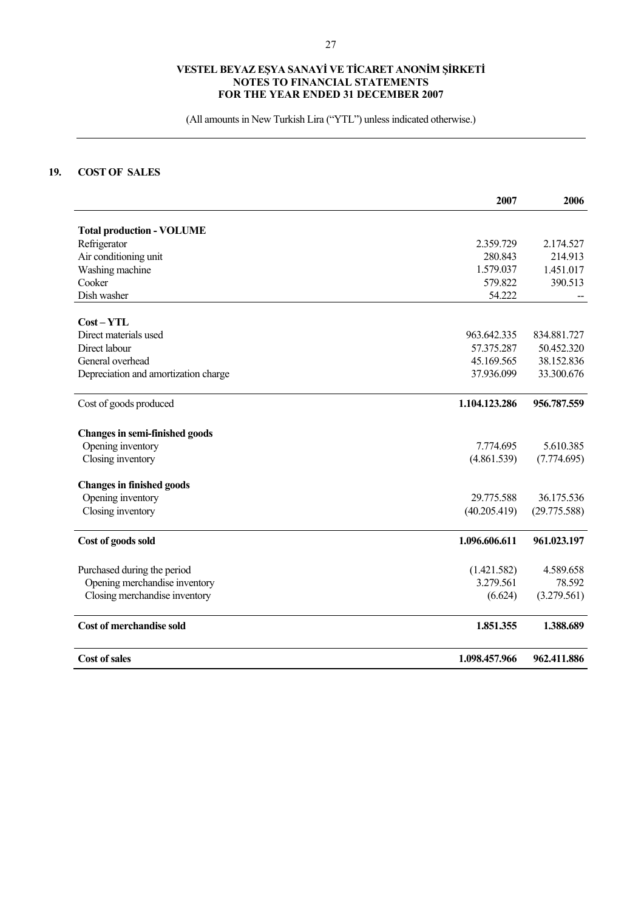**VESTEL BEYAZ EŞYA SANAYİ VE TİCARET ANONİM ŞİRKETİ**
**NOTES TO FINANCIAL STATEMENTS**
**FOR THE YEAR ENDED 31 DECEMBER 2007**

(All amounts in New Turkish Lira ("YTL") unless indicated otherwise.)

## 19. COST OF SALES

| | 2007 | 2006 |
|---|---|---|
| **Total production - VOLUME** | | |
| Refrigerator | 2.359.729 | 2.174.527 |
| Air conditioning unit | 280.843 | 214.913 |
| Washing machine | 1.579.037 | 1.451.017 |
| Cooker | 579.822 | 390.513 |
| Dish washer | 54.222 | -- |
| **Cost – YTL** | | |
| Direct materials used | 963.642.335 | 834.881.727 |
| Direct labour | 57.375.287 | 50.452.320 |
| General overhead | 45.169.565 | 38.152.836 |
| Depreciation and amortization charge | 37.936.099 | 33.300.676 |
| Cost of goods produced | **1.104.123.286** | **956.787.559** |
| **Changes in semi-finished goods** | | |
| Opening inventory | 7.774.695 | 5.610.385 |
| Closing inventory | (4.861.539) | (7.774.695) |
| **Changes in finished goods** | | |
| Opening inventory | 29.775.588 | 36.175.536 |
| Closing inventory | (40.205.419) | (29.775.588) |
| **Cost of goods sold** | **1.096.606.611** | **961.023.197** |
| Purchased during the period | (1.421.582) | 4.589.658 |
| Opening merchandise inventory | 3.279.561 | 78.592 |
| Closing merchandise inventory | (6.624) | (3.279.561) |
| **Cost of merchandise sold** | **1.851.355** | **1.388.689** |
| **Cost of sales** | **1.098.457.966** | **962.411.886** |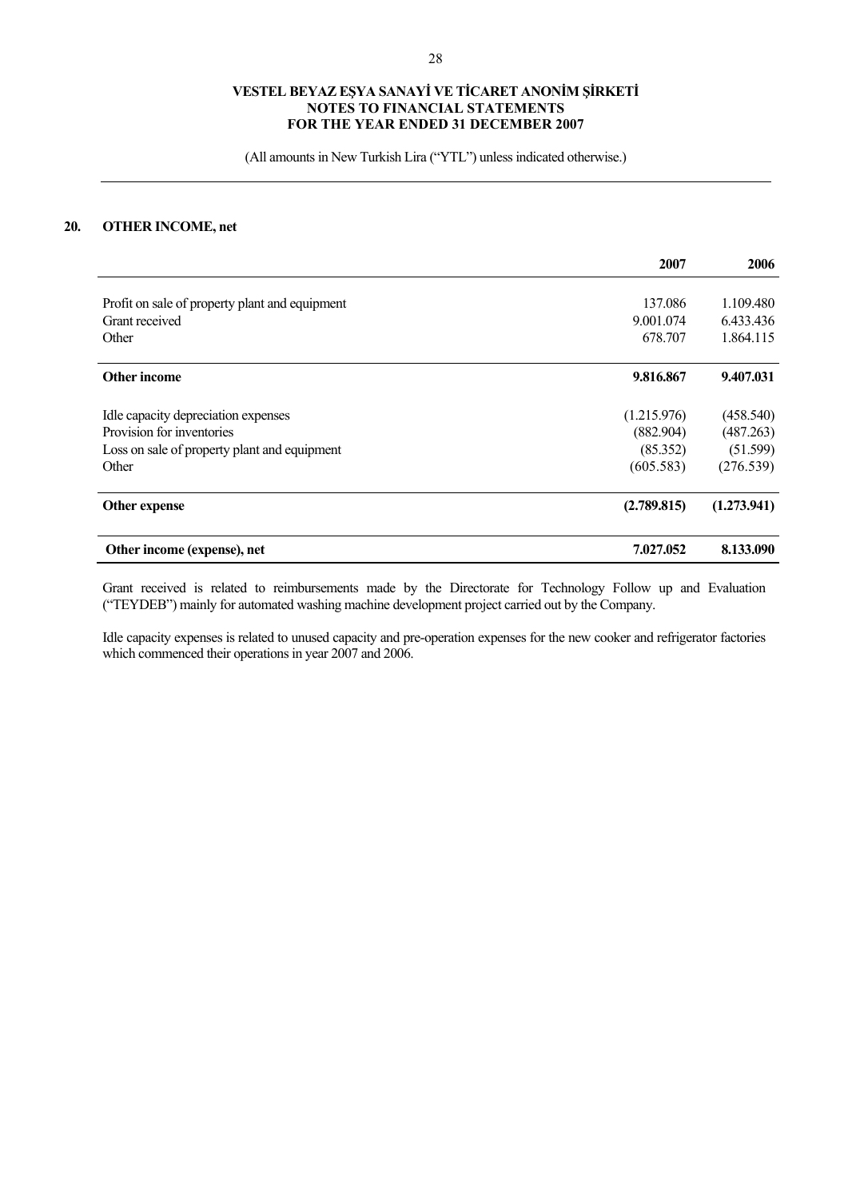# VESTEL BEYAZ EŞYA SANAYİ VE TİCARET ANONİM ŞİRKETİ
## NOTES TO FINANCIAL STATEMENTS
## FOR THE YEAR ENDED 31 DECEMBER 2007

(All amounts in New Turkish Lira ("YTL") unless indicated otherwise.)

## 20. OTHER INCOME, net

| | 2007 | 2006 |
|---|---|---|
| Profit on sale of property plant and equipment | 137.086 | 1.109.480 |
| Grant received | 9.001.074 | 6.433.436 |
| Other | 678.707 | 1.864.115 |
| **Other income** | **9.816.867** | **9.407.031** |
| Idle capacity depreciation expenses | (1.215.976) | (458.540) |
| Provision for inventories | (882.904) | (487.263) |
| Loss on sale of property plant and equipment | (85.352) | (51.599) |
| Other | (605.583) | (276.539) |
| **Other expense** | **(2.789.815)** | **(1.273.941)** |
| **Other income (expense), net** | **7.027.052** | **8.133.090** |

Grant received is related to reimbursements made by the Directorate for Technology Follow up and Evaluation ("TEYDEB") mainly for automated washing machine development project carried out by the Company.

Idle capacity expenses is related to unused capacity and pre-operation expenses for the new cooker and refrigerator factories which commenced their operations in year 2007 and 2006.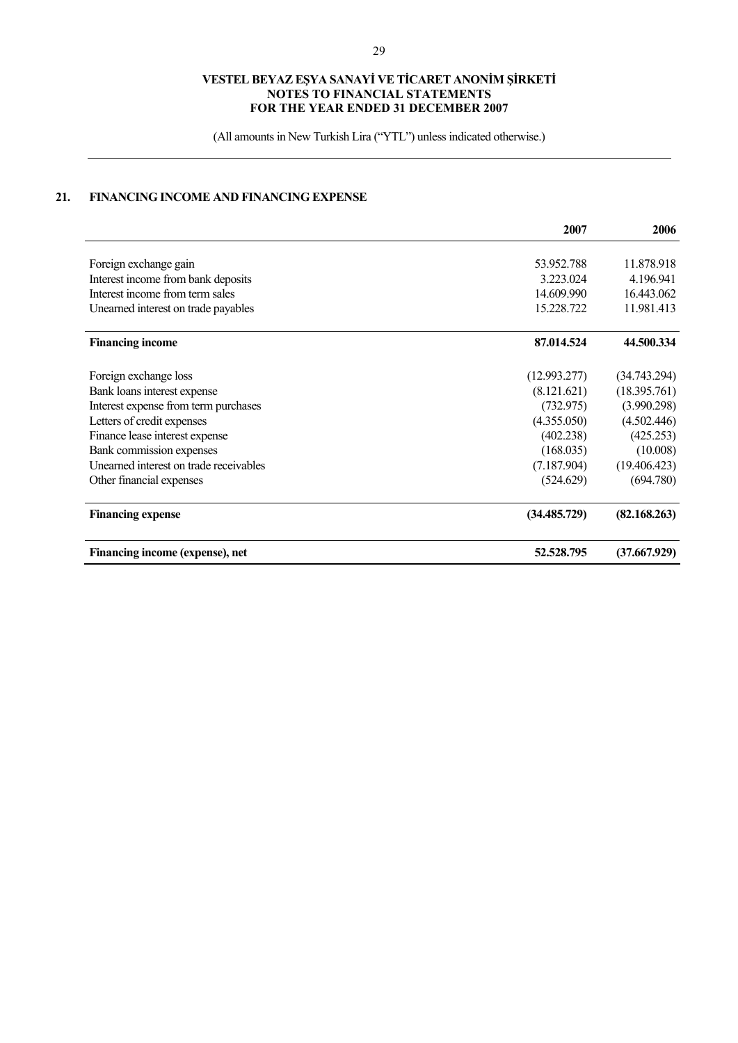VESTEL BEYAZ EŞYA SANAYİ VE TİCARET ANONİM ŞİRKETİ
NOTES TO FINANCIAL STATEMENTS
FOR THE YEAR ENDED 31 DECEMBER 2007

(All amounts in New Turkish Lira ("YTL") unless indicated otherwise.)

## 21. FINANCING INCOME AND FINANCING EXPENSE

| | 2007 | 2006 |
|---|---|---|
| Foreign exchange gain | 53.952.788 | 11.878.918 |
| Interest income from bank deposits | 3.223.024 | 4.196.941 |
| Interest income from term sales | 14.609.990 | 16.443.062 |
| Unearned interest on trade payables | 15.228.722 | 11.981.413 |
| **Financing income** | **87.014.524** | **44.500.334** |
| Foreign exchange loss | (12.993.277) | (34.743.294) |
| Bank loans interest expense | (8.121.621) | (18.395.761) |
| Interest expense from term purchases | (732.975) | (3.990.298) |
| Letters of credit expenses | (4.355.050) | (4.502.446) |
| Finance lease interest expense | (402.238) | (425.253) |
| Bank commission expenses | (168.035) | (10.008) |
| Unearned interest on trade receivables | (7.187.904) | (19.406.423) |
| Other financial expenses | (524.629) | (694.780) |
| **Financing expense** | **(34.485.729)** | **(82.168.263)** |
| **Financing income (expense), net** | **52.528.795** | **(37.667.929)** |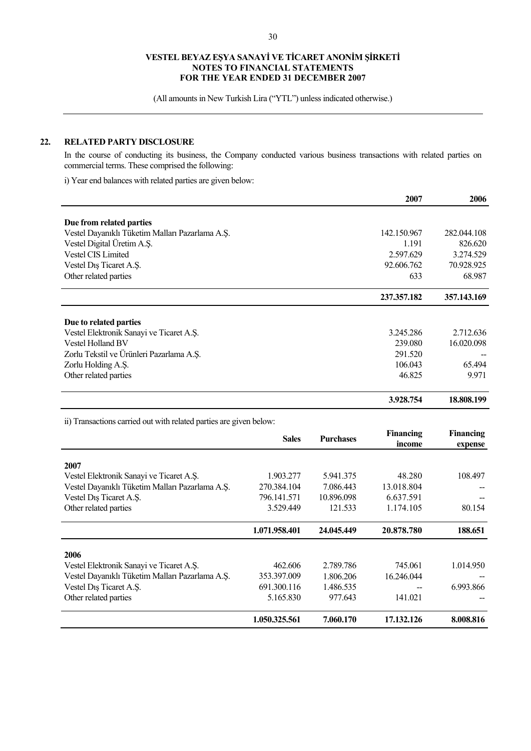**VESTEL BEYAZ EŞYA SANAYİ VE TİCARET ANONİM ŞİRKETİ**
**NOTES TO FINANCIAL STATEMENTS**
**FOR THE YEAR ENDED 31 DECEMBER 2007**

(All amounts in New Turkish Lira ("YTL") unless indicated otherwise.)

## 22. RELATED PARTY DISCLOSURE

In the course of conducting its business, the Company conducted various business transactions with related parties on commercial terms. These comprised the following:

i) Year end balances with related parties are given below:

| | 2007 | 2006 |
|---|---|---|
| **Due from related parties** | | |
| Vestel Dayanıklı Tüketim Malları Pazarlama A.Ş. | 142.150.967 | 282.044.108 |
| Vestel Digital Üretim A.Ş. | 1.191 | 826.620 |
| Vestel CIS Limited | 2.597.629 | 3.274.529 |
| Vestel Dış Ticaret A.Ş. | 92.606.762 | 70.928.925 |
| Other related parties | 633 | 68.987 |
| | **237.357.182** | **357.143.169** |
| **Due to related parties** | | |
| Vestel Elektronik Sanayi ve Ticaret A.Ş. | 3.245.286 | 2.712.636 |
| Vestel Holland BV | 239.080 | 16.020.098 |
| Zorlu Tekstil ve Ürünleri Pazarlama A.Ş. | 291.520 | -- |
| Zorlu Holding A.Ş. | 106.043 | 65.494 |
| Other related parties | 46.825 | 9.971 |
| | **3.928.754** | **18.808.199** |

ii) Transactions carried out with related parties are given below:

| | Sales | Purchases | Financing income | Financing expense |
|---|---|---|---|---|
| **2007** | | | | |
| Vestel Elektronik Sanayi ve Ticaret A.Ş. | 1.903.277 | 5.941.375 | 48.280 | 108.497 |
| Vestel Dayanıklı Tüketim Malları Pazarlama A.Ş. | 270.384.104 | 7.086.443 | 13.018.804 | -- |
| Vestel Dış Ticaret A.Ş. | 796.141.571 | 10.896.098 | 6.637.591 | -- |
| Other related parties | 3.529.449 | 121.533 | 1.174.105 | 80.154 |
| | **1.071.958.401** | **24.045.449** | **20.878.780** | **188.651** |
| **2006** | | | | |
| Vestel Elektronik Sanayi ve Ticaret A.Ş. | 462.606 | 2.789.786 | 745.061 | 1.014.950 |
| Vestel Dayanıklı Tüketim Malları Pazarlama A.Ş. | 353.397.009 | 1.806.206 | 16.246.044 | -- |
| Vestel Dış Ticaret A.Ş. | 691.300.116 | 1.486.535 | -- | 6.993.866 |
| Other related parties | 5.165.830 | 977.643 | 141.021 | -- |
| | **1.050.325.561** | **7.060.170** | **17.132.126** | **8.008.816** |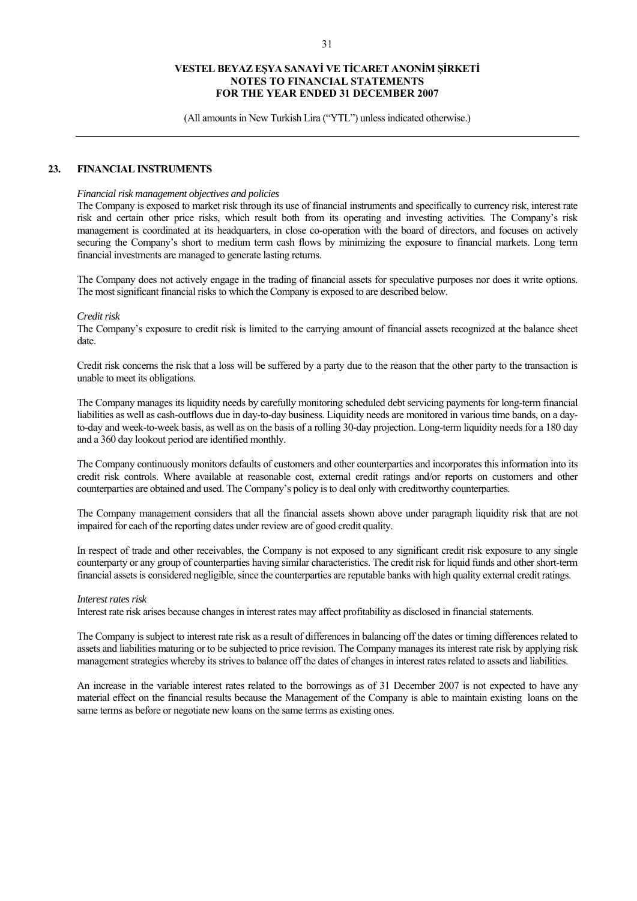## 23. FINANCIAL INSTRUMENTS

*Financial risk management objectives and policies*

The Company is exposed to market risk through its use of financial instruments and specifically to currency risk, interest rate risk and certain other price risks, which result both from its operating and investing activities. The Company's risk management is coordinated at its headquarters, in close co-operation with the board of directors, and focuses on actively securing the Company's short to medium term cash flows by minimizing the exposure to financial markets. Long term financial investments are managed to generate lasting returns.

The Company does not actively engage in the trading of financial assets for speculative purposes nor does it write options. The most significant financial risks to which the Company is exposed to are described below.

*Credit risk*

The Company's exposure to credit risk is limited to the carrying amount of financial assets recognized at the balance sheet date.

Credit risk concerns the risk that a loss will be suffered by a party due to the reason that the other party to the transaction is unable to meet its obligations.

The Company manages its liquidity needs by carefully monitoring scheduled debt servicing payments for long-term financial liabilities as well as cash-outflows due in day-to-day business. Liquidity needs are monitored in various time bands, on a day-to-day and week-to-week basis, as well as on the basis of a rolling 30-day projection. Long-term liquidity needs for a 180 day and a 360 day lookout period are identified monthly.

The Company continuously monitors defaults of customers and other counterparties and incorporates this information into its credit risk controls. Where available at reasonable cost, external credit ratings and/or reports on customers and other counterparties are obtained and used. The Company's policy is to deal only with creditworthy counterparties.

The Company management considers that all the financial assets shown above under paragraph liquidity risk that are not impaired for each of the reporting dates under review are of good credit quality.

In respect of trade and other receivables, the Company is not exposed to any significant credit risk exposure to any single counterparty or any group of counterparties having similar characteristics. The credit risk for liquid funds and other short-term financial assets is considered negligible, since the counterparties are reputable banks with high quality external credit ratings.

*Interest rates risk*

Interest rate risk arises because changes in interest rates may affect profitability as disclosed in financial statements.

The Company is subject to interest rate risk as a result of differences in balancing off the dates or timing differences related to assets and liabilities maturing or to be subjected to price revision. The Company manages its interest rate risk by applying risk management strategies whereby its strives to balance off the dates of changes in interest rates related to assets and liabilities.

An increase in the variable interest rates related to the borrowings as of 31 December 2007 is not expected to have any material effect on the financial results because the Management of the Company is able to maintain existing loans on the same terms as before or negotiate new loans on the same terms as existing ones.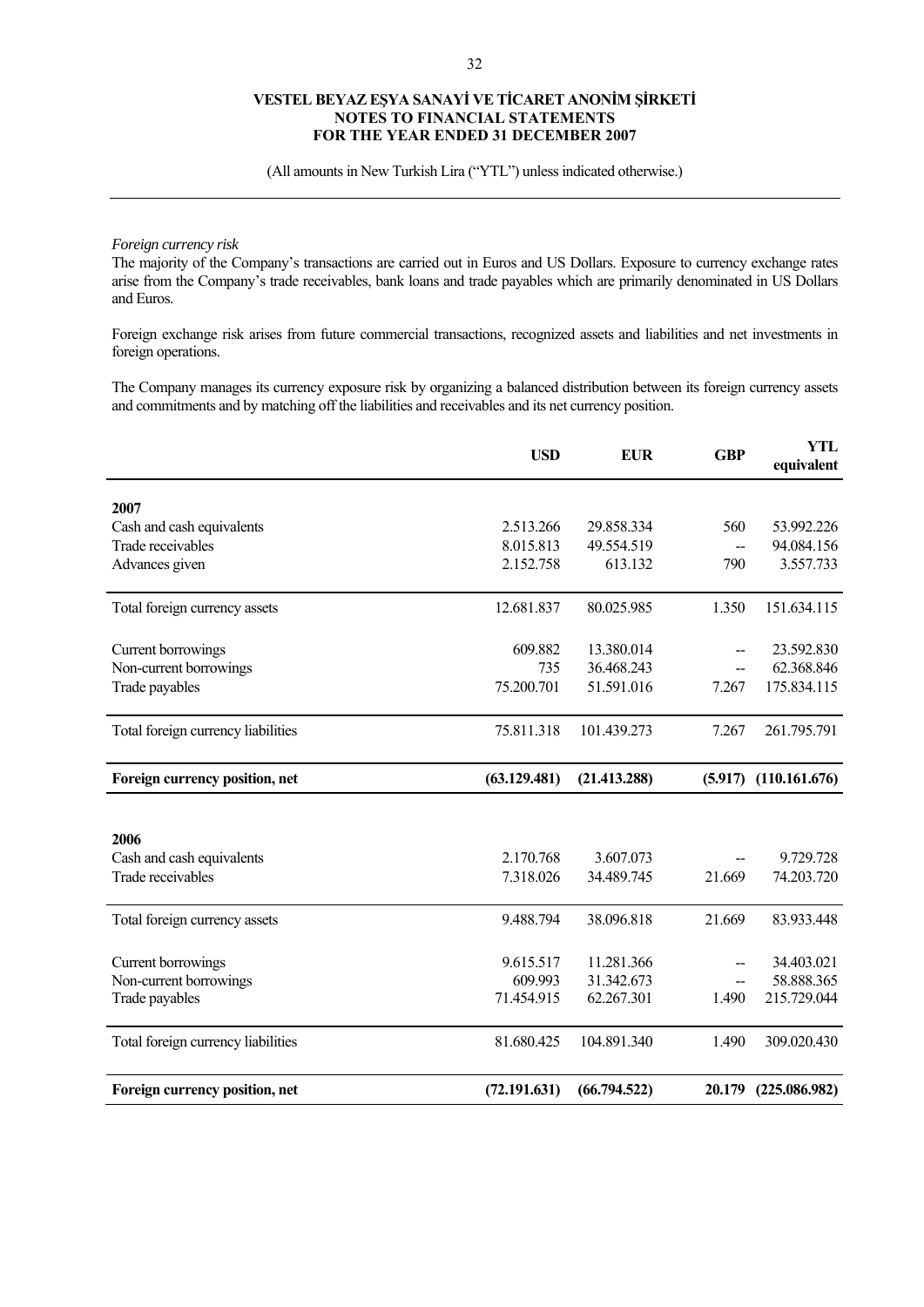*Foreign currency risk*
The majority of the Company's transactions are carried out in Euros and US Dollars. Exposure to currency exchange rates arise from the Company's trade receivables, bank loans and trade payables which are primarily denominated in US Dollars and Euros.

Foreign exchange risk arises from future commercial transactions, recognized assets and liabilities and net investments in foreign operations.

The Company manages its currency exposure risk by organizing a balanced distribution between its foreign currency assets and commitments and by matching off the liabilities and receivables and its net currency position.

| | USD | EUR | GBP | YTL equivalent |
|---|---|---|---|---|
| **2007** | | | | |
| Cash and cash equivalents | 2.513.266 | 29.858.334 | 560 | 53.992.226 |
| Trade receivables | 8.015.813 | 49.554.519 | -- | 94.084.156 |
| Advances given | 2.152.758 | 613.132 | 790 | 3.557.733 |
| Total foreign currency assets | 12.681.837 | 80.025.985 | 1.350 | 151.634.115 |
| Current borrowings | 609.882 | 13.380.014 | -- | 23.592.830 |
| Non-current borrowings | 735 | 36.468.243 | -- | 62.368.846 |
| Trade payables | 75.200.701 | 51.591.016 | 7.267 | 175.834.115 |
| Total foreign currency liabilities | 75.811.318 | 101.439.273 | 7.267 | 261.795.791 |
| **Foreign currency position, net** | **(63.129.481)** | **(21.413.288)** | **(5.917)** | **(110.161.676)** |
| **2006** | | | | |
| Cash and cash equivalents | 2.170.768 | 3.607.073 | -- | 9.729.728 |
| Trade receivables | 7.318.026 | 34.489.745 | 21.669 | 74.203.720 |
| Total foreign currency assets | 9.488.794 | 38.096.818 | 21.669 | 83.933.448 |
| Current borrowings | 9.615.517 | 11.281.366 | -- | 34.403.021 |
| Non-current borrowings | 609.993 | 31.342.673 | -- | 58.888.365 |
| Trade payables | 71.454.915 | 62.267.301 | 1.490 | 215.729.044 |
| Total foreign currency liabilities | 81.680.425 | 104.891.340 | 1.490 | 309.020.430 |
| **Foreign currency position, net** | **(72.191.631)** | **(66.794.522)** | **20.179** | **(225.086.982)** |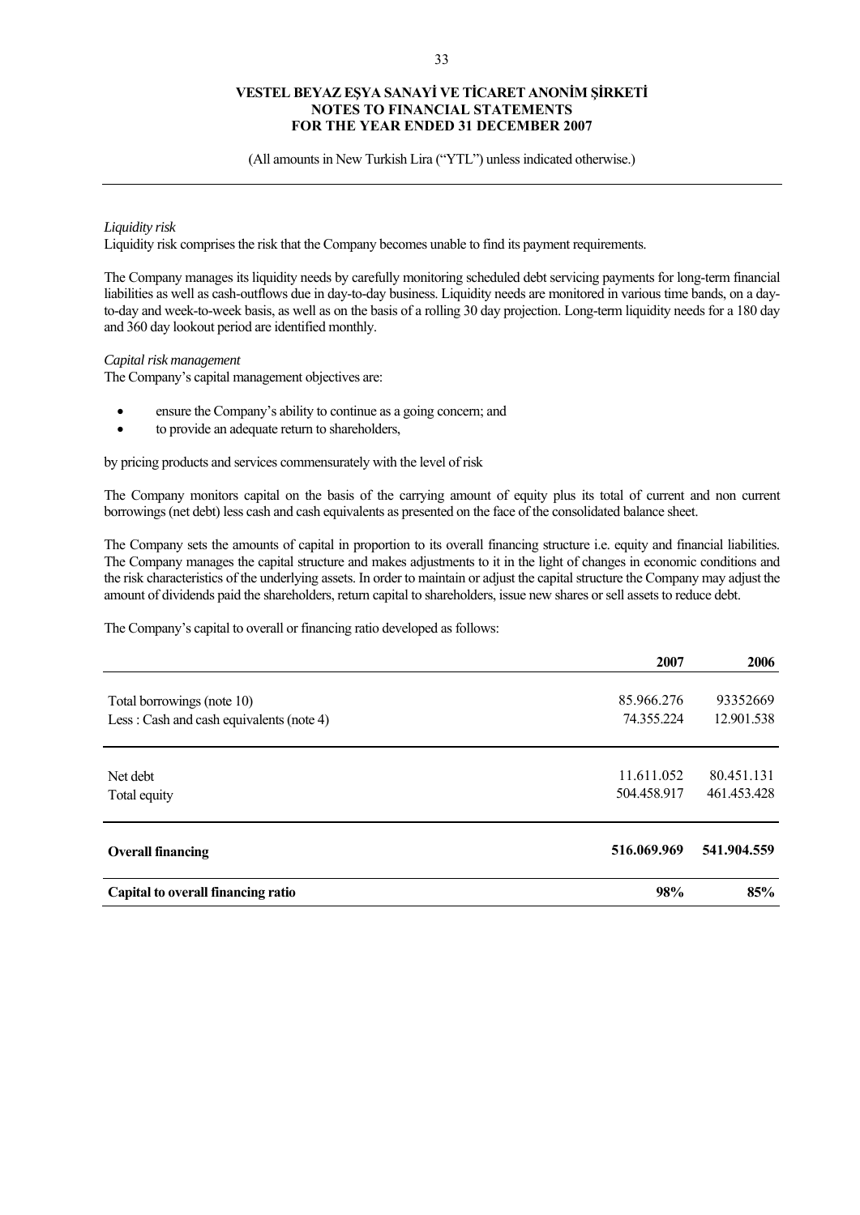*Liquidity risk*
Liquidity risk comprises the risk that the Company becomes unable to find its payment requirements.

The Company manages its liquidity needs by carefully monitoring scheduled debt servicing payments for long-term financial liabilities as well as cash-outflows due in day-to-day business. Liquidity needs are monitored in various time bands, on a day-to-day and week-to-week basis, as well as on the basis of a rolling 30 day projection. Long-term liquidity needs for a 180 day and 360 day lookout period are identified monthly.

*Capital risk management*
The Company's capital management objectives are:

- ensure the Company's ability to continue as a going concern; and
- to provide an adequate return to shareholders,

by pricing products and services commensurately with the level of risk

The Company monitors capital on the basis of the carrying amount of equity plus its total of current and non current borrowings (net debt) less cash and cash equivalents as presented on the face of the consolidated balance sheet.

The Company sets the amounts of capital in proportion to its overall financing structure i.e. equity and financial liabilities. The Company manages the capital structure and makes adjustments to it in the light of changes in economic conditions and the risk characteristics of the underlying assets. In order to maintain or adjust the capital structure the Company may adjust the amount of dividends paid the shareholders, return capital to shareholders, issue new shares or sell assets to reduce debt.

The Company's capital to overall or financing ratio developed as follows:

| | 2007 | 2006 |
|---|---|---|
| Total borrowings (note 10) | 85.966.276 | 93352669 |
| Less : Cash and cash equivalents (note 4) | 74.355.224 | 12.901.538 |
| Net debt | 11.611.052 | 80.451.131 |
| Total equity | 504.458.917 | 461.453.428 |
| **Overall financing** | **516.069.969** | **541.904.559** |
| **Capital to overall financing ratio** | **98%** | **85%** |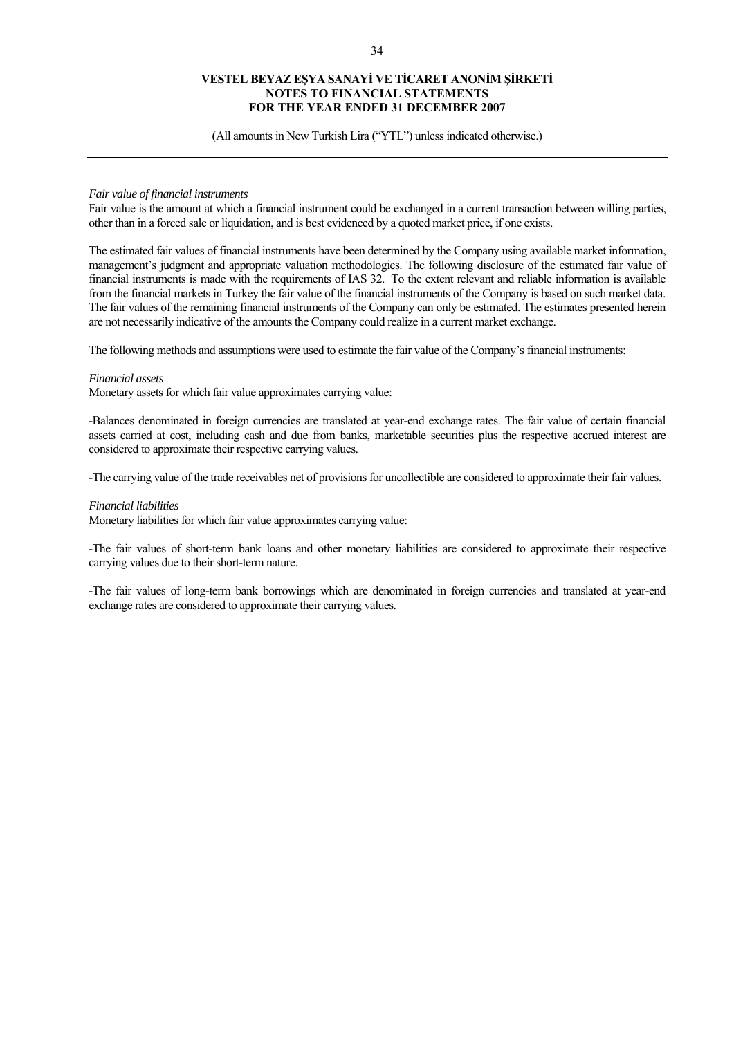*Fair value of financial instruments*

Fair value is the amount at which a financial instrument could be exchanged in a current transaction between willing parties, other than in a forced sale or liquidation, and is best evidenced by a quoted market price, if one exists.

The estimated fair values of financial instruments have been determined by the Company using available market information, management's judgment and appropriate valuation methodologies. The following disclosure of the estimated fair value of financial instruments is made with the requirements of IAS 32. To the extent relevant and reliable information is available from the financial markets in Turkey the fair value of the financial instruments of the Company is based on such market data. The fair values of the remaining financial instruments of the Company can only be estimated. The estimates presented herein are not necessarily indicative of the amounts the Company could realize in a current market exchange.

The following methods and assumptions were used to estimate the fair value of the Company's financial instruments:

*Financial assets*

Monetary assets for which fair value approximates carrying value:

-Balances denominated in foreign currencies are translated at year-end exchange rates. The fair value of certain financial assets carried at cost, including cash and due from banks, marketable securities plus the respective accrued interest are considered to approximate their respective carrying values.

-The carrying value of the trade receivables net of provisions for uncollectible are considered to approximate their fair values.

*Financial liabilities*

Monetary liabilities for which fair value approximates carrying value:

-The fair values of short-term bank loans and other monetary liabilities are considered to approximate their respective carrying values due to their short-term nature.

-The fair values of long-term bank borrowings which are denominated in foreign currencies and translated at year-end exchange rates are considered to approximate their carrying values.